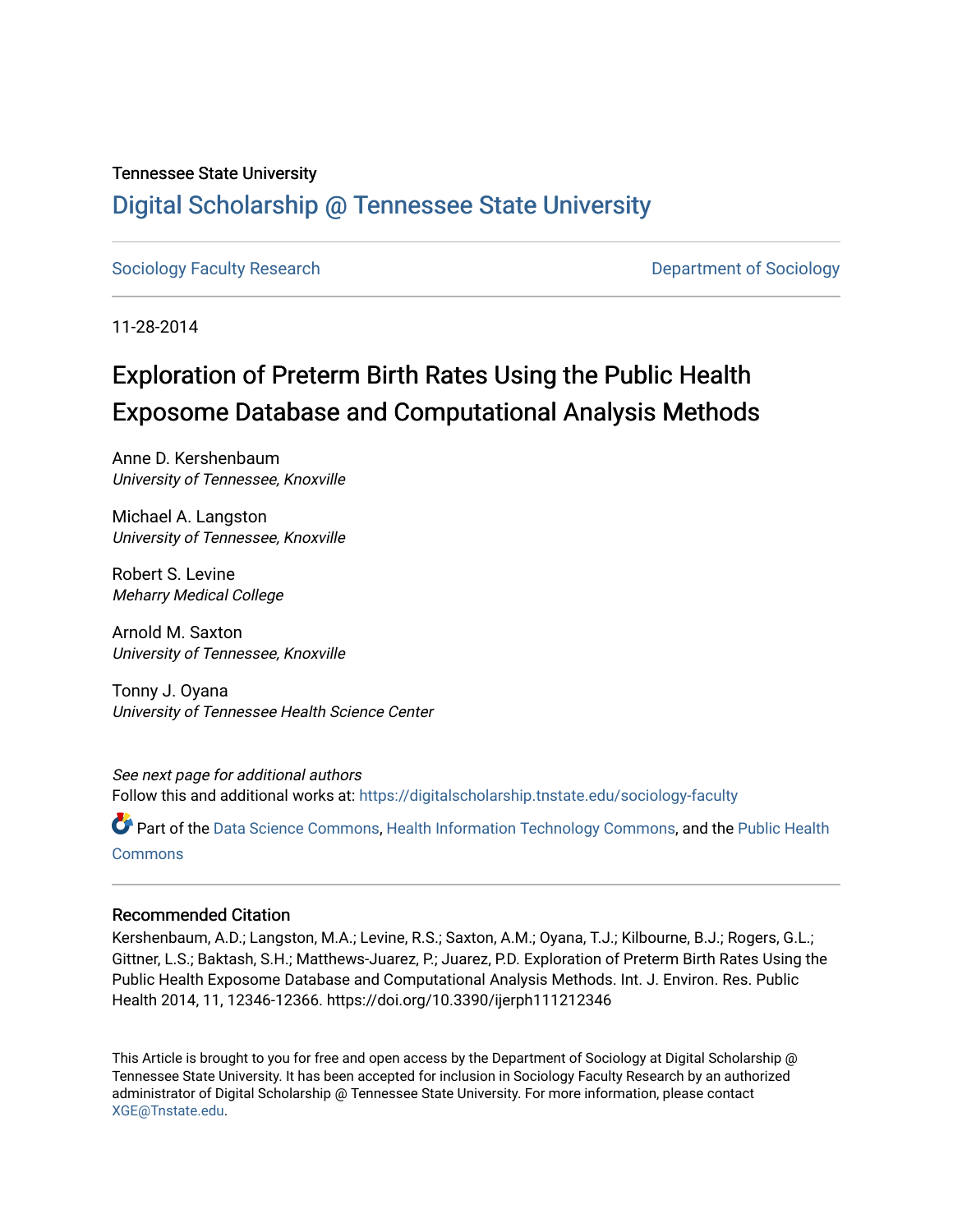Tennessee State University

# Digital Scholarship @ Tennessee State University

Sociology Faculty Research | Department of Sociology

11-28-2014

## Exploration of Preterm Birth Rates Using the Public Health Exposome Database and Computational Analysis Methods

Anne D. Kershenbaum
*University of Tennessee, Knoxville*

Michael A. Langston
*University of Tennessee, Knoxville*

Robert S. Levine
*Meharry Medical College*

Arnold M. Saxton
*University of Tennessee, Knoxville*

Tonny J. Oyana
*University of Tennessee Health Science Center*

*See next page for additional authors*
Follow this and additional works at: https://digitalscholarship.tnstate.edu/sociology-faculty

Part of the Data Science Commons, Health Information Technology Commons, and the Public Health Commons

### Recommended Citation

Kershenbaum, A.D.; Langston, M.A.; Levine, R.S.; Saxton, A.M.; Oyana, T.J.; Kilbourne, B.J.; Rogers, G.L.; Gittner, L.S.; Baktash, S.H.; Matthews-Juarez, P.; Juarez, P.D. Exploration of Preterm Birth Rates Using the Public Health Exposome Database and Computational Analysis Methods. Int. J. Environ. Res. Public Health 2014, 11, 12346-12366. https://doi.org/10.3390/ijerph111212346

This Article is brought to you for free and open access by the Department of Sociology at Digital Scholarship @ Tennessee State University. It has been accepted for inclusion in Sociology Faculty Research by an authorized administrator of Digital Scholarship @ Tennessee State University. For more information, please contact XGE@Tnstate.edu.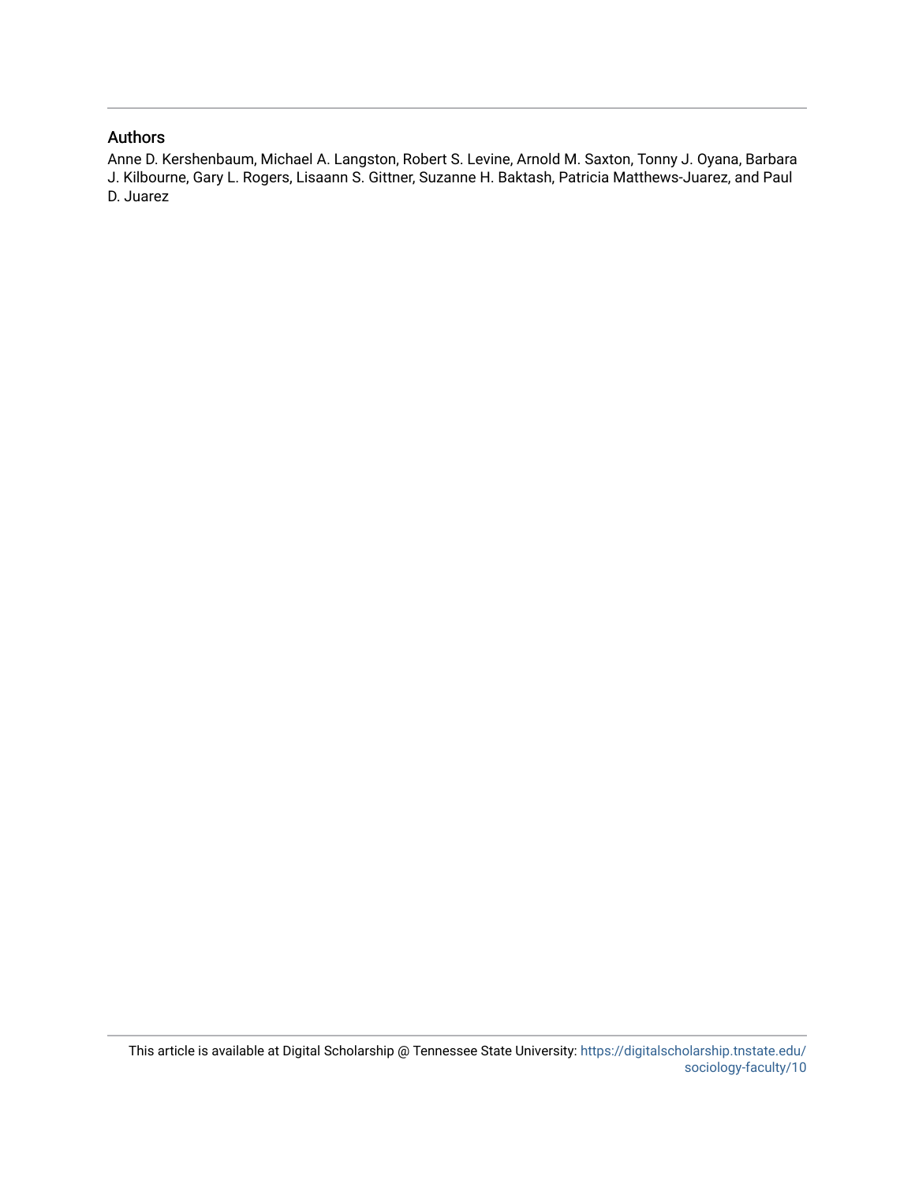## Authors

Anne D. Kershenbaum, Michael A. Langston, Robert S. Levine, Arnold M. Saxton, Tonny J. Oyana, Barbara J. Kilbourne, Gary L. Rogers, Lisaann S. Gittner, Suzanne H. Baktash, Patricia Matthews-Juarez, and Paul D. Juarez

This article is available at Digital Scholarship @ Tennessee State University: https://digitalscholarship.tnstate.edu/sociology-faculty/10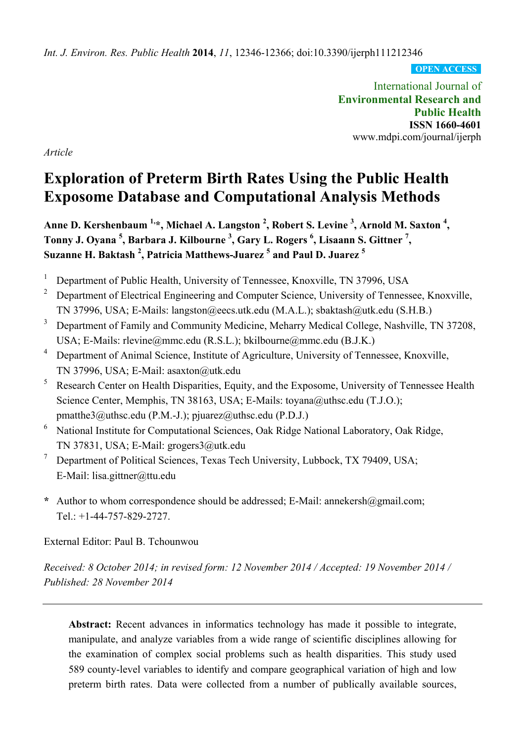*Int. J. Environ. Res. Public Health* **2014**, *11*, 12346-12366; doi:10.3390/ijerph111212346

**OPEN ACCESS**

International Journal of
**Environmental Research and Public Health**
**ISSN 1660-4601**
www.mdpi.com/journal/ijerph

*Article*

# Exploration of Preterm Birth Rates Using the Public Health Exposome Database and Computational Analysis Methods

**Anne D. Kershenbaum [1,*], Michael A. Langston [2], Robert S. Levine [3], Arnold M. Saxton [4], Tonny J. Oyana [5], Barbara J. Kilbourne [3], Gary L. Rogers [6], Lisaann S. Gittner [7], Suzanne H. Baktash [2], Patricia Matthews-Juarez [5] and Paul D. Juarez [5]**

1. Department of Public Health, University of Tennessee, Knoxville, TN 37996, USA
2. Department of Electrical Engineering and Computer Science, University of Tennessee, Knoxville, TN 37996, USA; E-Mails: langston@eecs.utk.edu (M.A.L.); sbaktash@utk.edu (S.H.B.)
3. Department of Family and Community Medicine, Meharry Medical College, Nashville, TN 37208, USA; E-Mails: rlevine@mmc.edu (R.S.L.); bkilbourne@mmc.edu (B.J.K.)
4. Department of Animal Science, Institute of Agriculture, University of Tennessee, Knoxville, TN 37996, USA; E-Mail: asaxton@utk.edu
5. Research Center on Health Disparities, Equity, and the Exposome, University of Tennessee Health Science Center, Memphis, TN 38163, USA; E-Mails: toyana@uthsc.edu (T.J.O.); pmatthe3@uthsc.edu (P.M.-J.); pjuarez@uthsc.edu (P.D.J.)
6. National Institute for Computational Sciences, Oak Ridge National Laboratory, Oak Ridge, TN 37831, USA; E-Mail: grogers3@utk.edu
7. Department of Political Sciences, Texas Tech University, Lubbock, TX 79409, USA; E-Mail: lisa.gittner@ttu.edu

**\*** Author to whom correspondence should be addressed; E-Mail: annekersh@gmail.com; Tel.: +1-44-757-829-2727.

External Editor: Paul B. Tchounwou

*Received: 8 October 2014; in revised form: 12 November 2014 / Accepted: 19 November 2014 / Published: 28 November 2014*

---

**Abstract:** Recent advances in informatics technology has made it possible to integrate, manipulate, and analyze variables from a wide range of scientific disciplines allowing for the examination of complex social problems such as health disparities. This study used 589 county-level variables to identify and compare geographical variation of high and low preterm birth rates. Data were collected from a number of publically available sources,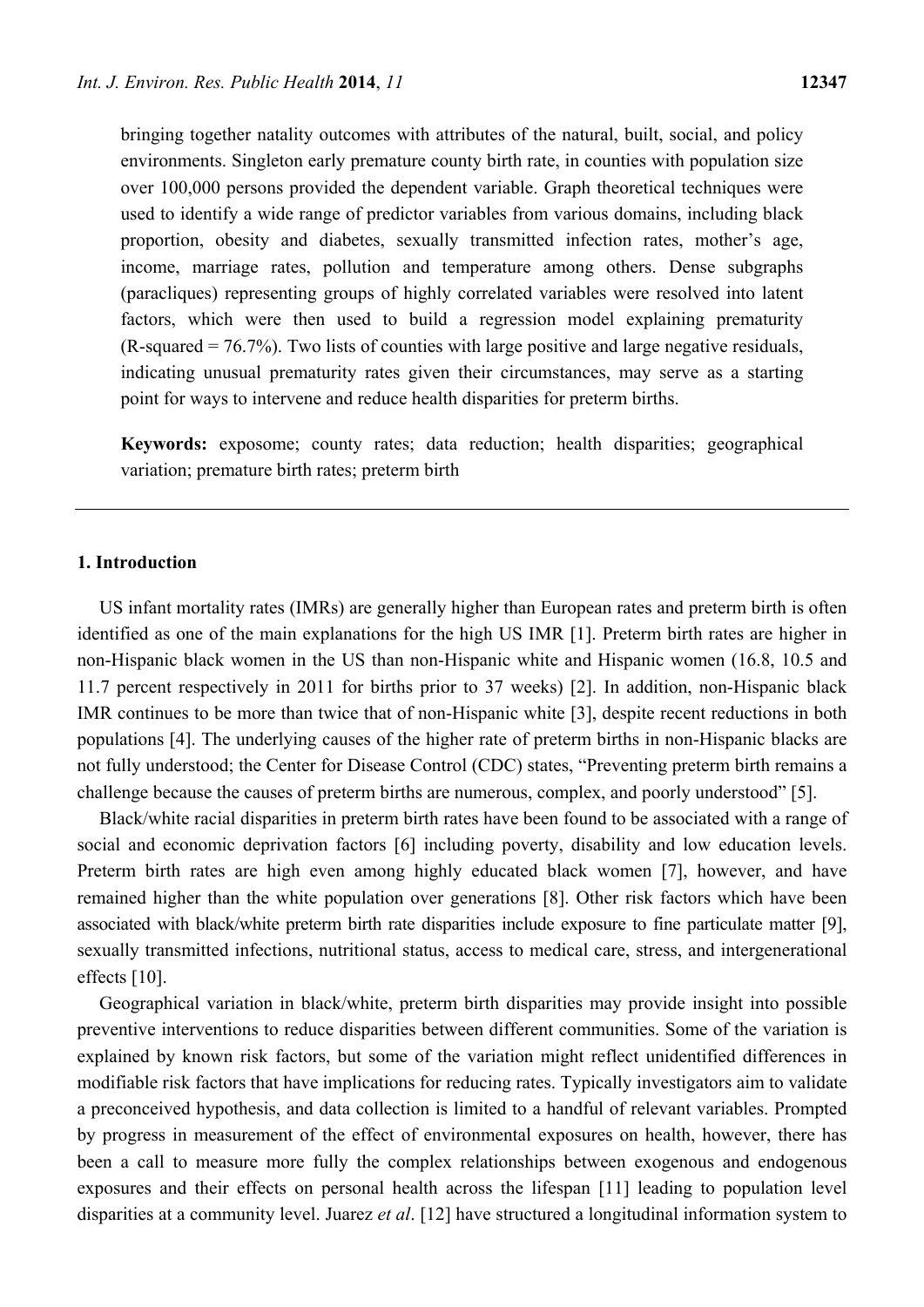bringing together natality outcomes with attributes of the natural, built, social, and policy environments. Singleton early premature county birth rate, in counties with population size over 100,000 persons provided the dependent variable. Graph theoretical techniques were used to identify a wide range of predictor variables from various domains, including black proportion, obesity and diabetes, sexually transmitted infection rates, mother's age, income, marriage rates, pollution and temperature among others. Dense subgraphs (paracliques) representing groups of highly correlated variables were resolved into latent factors, which were then used to build a regression model explaining prematurity (R-squared = 76.7%). Two lists of counties with large positive and large negative residuals, indicating unusual prematurity rates given their circumstances, may serve as a starting point for ways to intervene and reduce health disparities for preterm births.

**Keywords:** exposome; county rates; data reduction; health disparities; geographical variation; premature birth rates; preterm birth

## 1. Introduction

US infant mortality rates (IMRs) are generally higher than European rates and preterm birth is often identified as one of the main explanations for the high US IMR [1]. Preterm birth rates are higher in non-Hispanic black women in the US than non-Hispanic white and Hispanic women (16.8, 10.5 and 11.7 percent respectively in 2011 for births prior to 37 weeks) [2]. In addition, non-Hispanic black IMR continues to be more than twice that of non-Hispanic white [3], despite recent reductions in both populations [4]. The underlying causes of the higher rate of preterm births in non-Hispanic blacks are not fully understood; the Center for Disease Control (CDC) states, "Preventing preterm birth remains a challenge because the causes of preterm births are numerous, complex, and poorly understood" [5].

Black/white racial disparities in preterm birth rates have been found to be associated with a range of social and economic deprivation factors [6] including poverty, disability and low education levels. Preterm birth rates are high even among highly educated black women [7], however, and have remained higher than the white population over generations [8]. Other risk factors which have been associated with black/white preterm birth rate disparities include exposure to fine particulate matter [9], sexually transmitted infections, nutritional status, access to medical care, stress, and intergenerational effects [10].

Geographical variation in black/white, preterm birth disparities may provide insight into possible preventive interventions to reduce disparities between different communities. Some of the variation is explained by known risk factors, but some of the variation might reflect unidentified differences in modifiable risk factors that have implications for reducing rates. Typically investigators aim to validate a preconceived hypothesis, and data collection is limited to a handful of relevant variables. Prompted by progress in measurement of the effect of environmental exposures on health, however, there has been a call to measure more fully the complex relationships between exogenous and endogenous exposures and their effects on personal health across the lifespan [11] leading to population level disparities at a community level. Juarez *et al*. [12] have structured a longitudinal information system to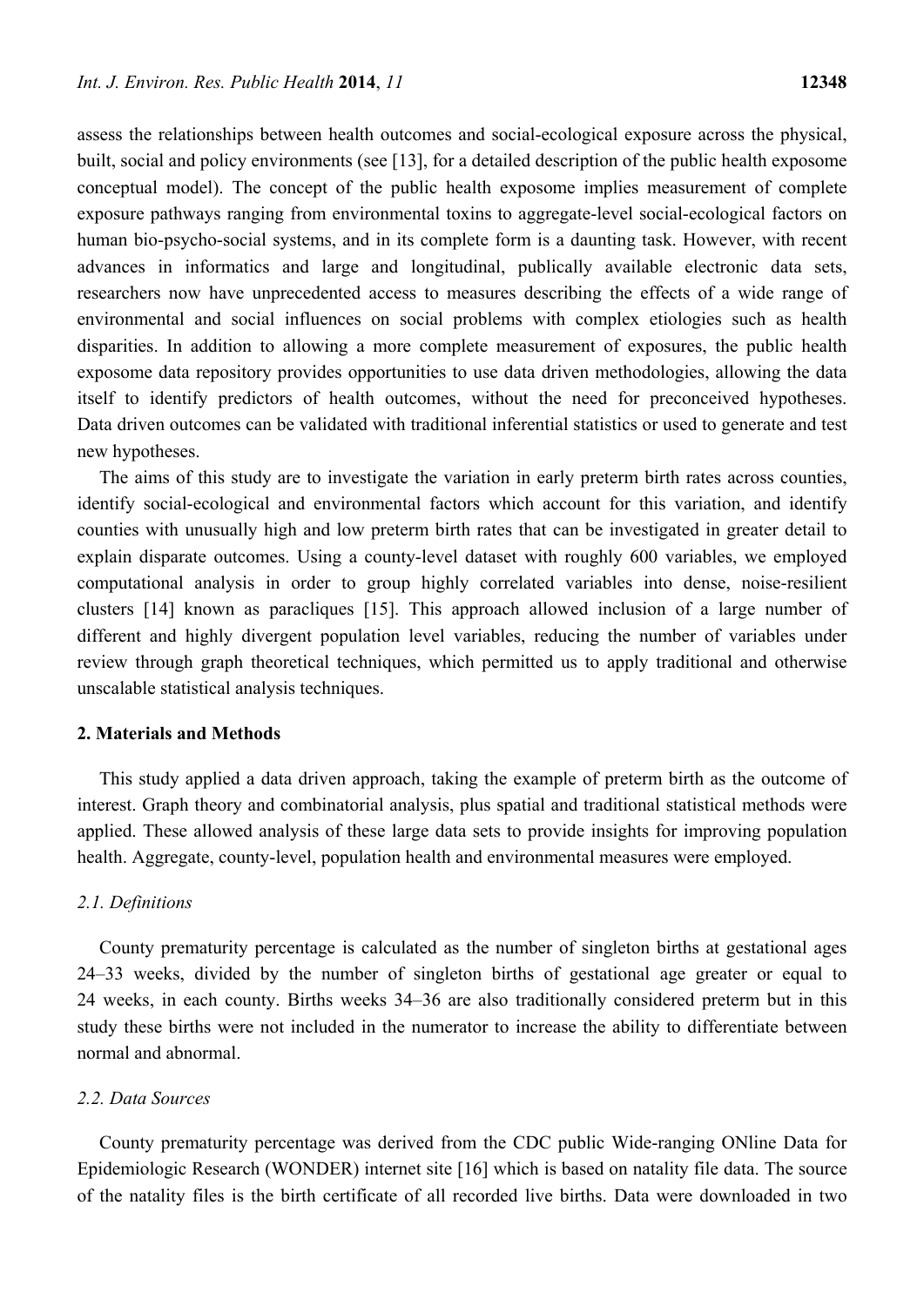assess the relationships between health outcomes and social-ecological exposure across the physical, built, social and policy environments (see [13], for a detailed description of the public health exposome conceptual model). The concept of the public health exposome implies measurement of complete exposure pathways ranging from environmental toxins to aggregate-level social-ecological factors on human bio-psycho-social systems, and in its complete form is a daunting task. However, with recent advances in informatics and large and longitudinal, publically available electronic data sets, researchers now have unprecedented access to measures describing the effects of a wide range of environmental and social influences on social problems with complex etiologies such as health disparities. In addition to allowing a more complete measurement of exposures, the public health exposome data repository provides opportunities to use data driven methodologies, allowing the data itself to identify predictors of health outcomes, without the need for preconceived hypotheses. Data driven outcomes can be validated with traditional inferential statistics or used to generate and test new hypotheses.

The aims of this study are to investigate the variation in early preterm birth rates across counties, identify social-ecological and environmental factors which account for this variation, and identify counties with unusually high and low preterm birth rates that can be investigated in greater detail to explain disparate outcomes. Using a county-level dataset with roughly 600 variables, we employed computational analysis in order to group highly correlated variables into dense, noise-resilient clusters [14] known as paracliques [15]. This approach allowed inclusion of a large number of different and highly divergent population level variables, reducing the number of variables under review through graph theoretical techniques, which permitted us to apply traditional and otherwise unscalable statistical analysis techniques.

## 2. Materials and Methods

This study applied a data driven approach, taking the example of preterm birth as the outcome of interest. Graph theory and combinatorial analysis, plus spatial and traditional statistical methods were applied. These allowed analysis of these large data sets to provide insights for improving population health. Aggregate, county-level, population health and environmental measures were employed.

### *2.1. Definitions*

County prematurity percentage is calculated as the number of singleton births at gestational ages 24–33 weeks, divided by the number of singleton births of gestational age greater or equal to 24 weeks, in each county. Births weeks 34–36 are also traditionally considered preterm but in this study these births were not included in the numerator to increase the ability to differentiate between normal and abnormal.

### *2.2. Data Sources*

County prematurity percentage was derived from the CDC public Wide-ranging ONline Data for Epidemiologic Research (WONDER) internet site [16] which is based on natality file data. The source of the natality files is the birth certificate of all recorded live births. Data were downloaded in two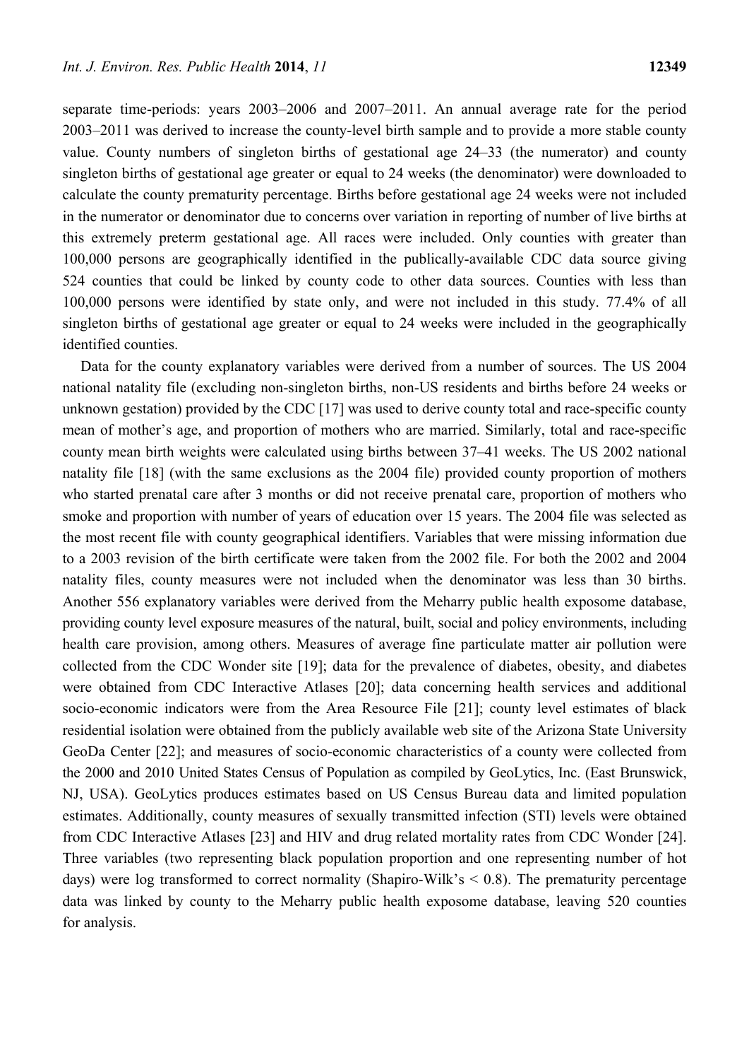separate time-periods: years 2003–2006 and 2007–2011. An annual average rate for the period 2003–2011 was derived to increase the county-level birth sample and to provide a more stable county value. County numbers of singleton births of gestational age 24–33 (the numerator) and county singleton births of gestational age greater or equal to 24 weeks (the denominator) were downloaded to calculate the county prematurity percentage. Births before gestational age 24 weeks were not included in the numerator or denominator due to concerns over variation in reporting of number of live births at this extremely preterm gestational age. All races were included. Only counties with greater than 100,000 persons are geographically identified in the publically-available CDC data source giving 524 counties that could be linked by county code to other data sources. Counties with less than 100,000 persons were identified by state only, and were not included in this study. 77.4% of all singleton births of gestational age greater or equal to 24 weeks were included in the geographically identified counties.

Data for the county explanatory variables were derived from a number of sources. The US 2004 national natality file (excluding non-singleton births, non-US residents and births before 24 weeks or unknown gestation) provided by the CDC [17] was used to derive county total and race-specific county mean of mother's age, and proportion of mothers who are married. Similarly, total and race-specific county mean birth weights were calculated using births between 37–41 weeks. The US 2002 national natality file [18] (with the same exclusions as the 2004 file) provided county proportion of mothers who started prenatal care after 3 months or did not receive prenatal care, proportion of mothers who smoke and proportion with number of years of education over 15 years. The 2004 file was selected as the most recent file with county geographical identifiers. Variables that were missing information due to a 2003 revision of the birth certificate were taken from the 2002 file. For both the 2002 and 2004 natality files, county measures were not included when the denominator was less than 30 births. Another 556 explanatory variables were derived from the Meharry public health exposome database, providing county level exposure measures of the natural, built, social and policy environments, including health care provision, among others. Measures of average fine particulate matter air pollution were collected from the CDC Wonder site [19]; data for the prevalence of diabetes, obesity, and diabetes were obtained from CDC Interactive Atlases [20]; data concerning health services and additional socio-economic indicators were from the Area Resource File [21]; county level estimates of black residential isolation were obtained from the publicly available web site of the Arizona State University GeoDa Center [22]; and measures of socio-economic characteristics of a county were collected from the 2000 and 2010 United States Census of Population as compiled by GeoLytics, Inc. (East Brunswick, NJ, USA). GeoLytics produces estimates based on US Census Bureau data and limited population estimates. Additionally, county measures of sexually transmitted infection (STI) levels were obtained from CDC Interactive Atlases [23] and HIV and drug related mortality rates from CDC Wonder [24]. Three variables (two representing black population proportion and one representing number of hot days) were log transformed to correct normality (Shapiro-Wilk's < 0.8). The prematurity percentage data was linked by county to the Meharry public health exposome database, leaving 520 counties for analysis.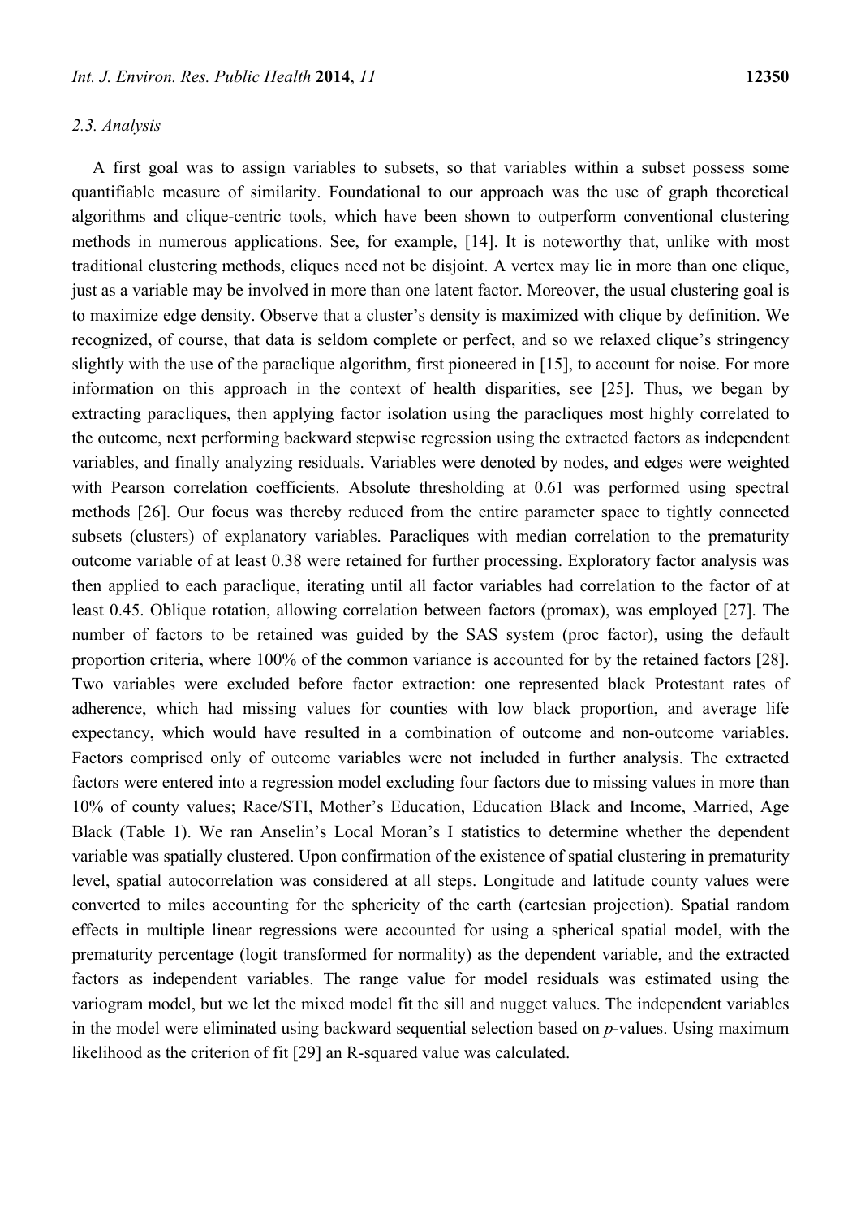### *2.3. Analysis*

A first goal was to assign variables to subsets, so that variables within a subset possess some quantifiable measure of similarity. Foundational to our approach was the use of graph theoretical algorithms and clique-centric tools, which have been shown to outperform conventional clustering methods in numerous applications. See, for example, [14]. It is noteworthy that, unlike with most traditional clustering methods, cliques need not be disjoint. A vertex may lie in more than one clique, just as a variable may be involved in more than one latent factor. Moreover, the usual clustering goal is to maximize edge density. Observe that a cluster's density is maximized with clique by definition. We recognized, of course, that data is seldom complete or perfect, and so we relaxed clique's stringency slightly with the use of the paraclique algorithm, first pioneered in [15], to account for noise. For more information on this approach in the context of health disparities, see [25]. Thus, we began by extracting paracliques, then applying factor isolation using the paracliques most highly correlated to the outcome, next performing backward stepwise regression using the extracted factors as independent variables, and finally analyzing residuals. Variables were denoted by nodes, and edges were weighted with Pearson correlation coefficients. Absolute thresholding at 0.61 was performed using spectral methods [26]. Our focus was thereby reduced from the entire parameter space to tightly connected subsets (clusters) of explanatory variables. Paracliques with median correlation to the prematurity outcome variable of at least 0.38 were retained for further processing. Exploratory factor analysis was then applied to each paraclique, iterating until all factor variables had correlation to the factor of at least 0.45. Oblique rotation, allowing correlation between factors (promax), was employed [27]. The number of factors to be retained was guided by the SAS system (proc factor), using the default proportion criteria, where 100% of the common variance is accounted for by the retained factors [28]. Two variables were excluded before factor extraction: one represented black Protestant rates of adherence, which had missing values for counties with low black proportion, and average life expectancy, which would have resulted in a combination of outcome and non-outcome variables. Factors comprised only of outcome variables were not included in further analysis. The extracted factors were entered into a regression model excluding four factors due to missing values in more than 10% of county values; Race/STI, Mother's Education, Education Black and Income, Married, Age Black (Table 1). We ran Anselin's Local Moran's I statistics to determine whether the dependent variable was spatially clustered. Upon confirmation of the existence of spatial clustering in prematurity level, spatial autocorrelation was considered at all steps. Longitude and latitude county values were converted to miles accounting for the sphericity of the earth (cartesian projection). Spatial random effects in multiple linear regressions were accounted for using a spherical spatial model, with the prematurity percentage (logit transformed for normality) as the dependent variable, and the extracted factors as independent variables. The range value for model residuals was estimated using the variogram model, but we let the mixed model fit the sill and nugget values. The independent variables in the model were eliminated using backward sequential selection based on *p*-values. Using maximum likelihood as the criterion of fit [29] an R-squared value was calculated.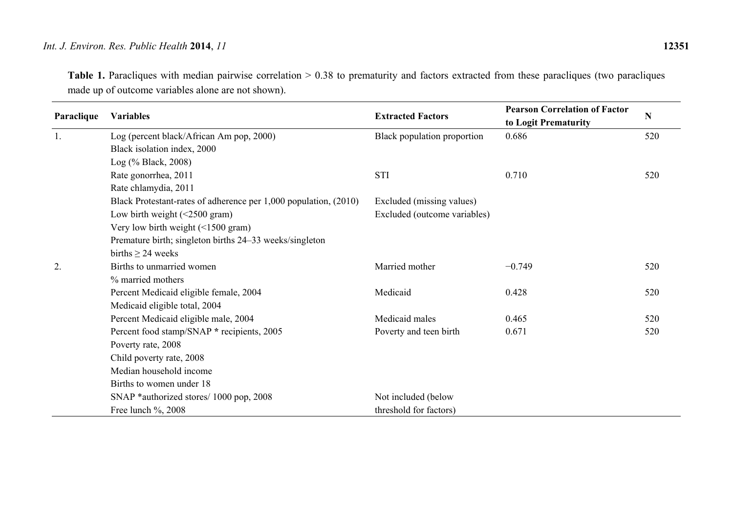**Table 1.** Paracliques with median pairwise correlation > 0.38 to prematurity and factors extracted from these paracliques (two paracliques made up of outcome variables alone are not shown).

| Paraclique | Variables | Extracted Factors | Pearson Correlation of Factor to Logit Prematurity | N |
|---|---|---|---|---|
| 1. | Log (percent black/African Am pop, 2000) | Black population proportion | 0.686 | 520 |
| | Black isolation index, 2000 | | | |
| | Log (% Black, 2008) | | | |
| | Rate gonorrhea, 2011 | STI | 0.710 | 520 |
| | Rate chlamydia, 2011 | | | |
| | Black Protestant-rates of adherence per 1,000 population, (2010) | Excluded (missing values) | | |
| | Low birth weight (<2500 gram) | Excluded (outcome variables) | | |
| | Very low birth weight (<1500 gram) | | | |
| | Premature birth; singleton births 24–33 weeks/singleton births ≥ 24 weeks | | | |
| 2. | Births to unmarried women | Married mother | −0.749 | 520 |
| | % married mothers | | | |
| | Percent Medicaid eligible female, 2004 | Medicaid | 0.428 | 520 |
| | Medicaid eligible total, 2004 | | | |
| | Percent Medicaid eligible male, 2004 | Medicaid males | 0.465 | 520 |
| | Percent food stamp/SNAP * recipients, 2005 | Poverty and teen birth | 0.671 | 520 |
| | Poverty rate, 2008 | | | |
| | Child poverty rate, 2008 | | | |
| | Median household income | | | |
| | Births to women under 18 | | | |
| | SNAP *authorized stores/ 1000 pop, 2008 | Not included (below threshold for factors) | | |
| | Free lunch %, 2008 | | | |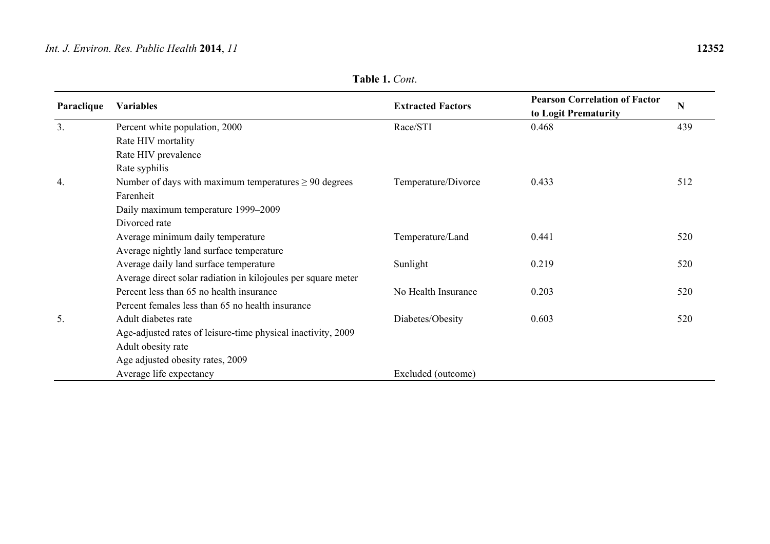**Table 1.** *Cont*.

| Paraclique | Variables | Extracted Factors | Pearson Correlation of Factor to Logit Prematurity | N |
|---|---|---|---|---|
| 3. | Percent white population, 2000 | Race/STI | 0.468 | 439 |
| | Rate HIV mortality | | | |
| | Rate HIV prevalence | | | |
| | Rate syphilis | | | |
| 4. | Number of days with maximum temperatures ≥ 90 degrees Farenheit | Temperature/Divorce | 0.433 | 512 |
| | Daily maximum temperature 1999–2009 | | | |
| | Divorced rate | | | |
| | Average minimum daily temperature | Temperature/Land | 0.441 | 520 |
| | Average nightly land surface temperature | | | |
| | Average daily land surface temperature | Sunlight | 0.219 | 520 |
| | Average direct solar radiation in kilojoules per square meter | | | |
| | Percent less than 65 no health insurance | No Health Insurance | 0.203 | 520 |
| | Percent females less than 65 no health insurance | | | |
| 5. | Adult diabetes rate | Diabetes/Obesity | 0.603 | 520 |
| | Age-adjusted rates of leisure-time physical inactivity, 2009 | | | |
| | Adult obesity rate | | | |
| | Age adjusted obesity rates, 2009 | | | |
| | Average life expectancy | Excluded (outcome) | | |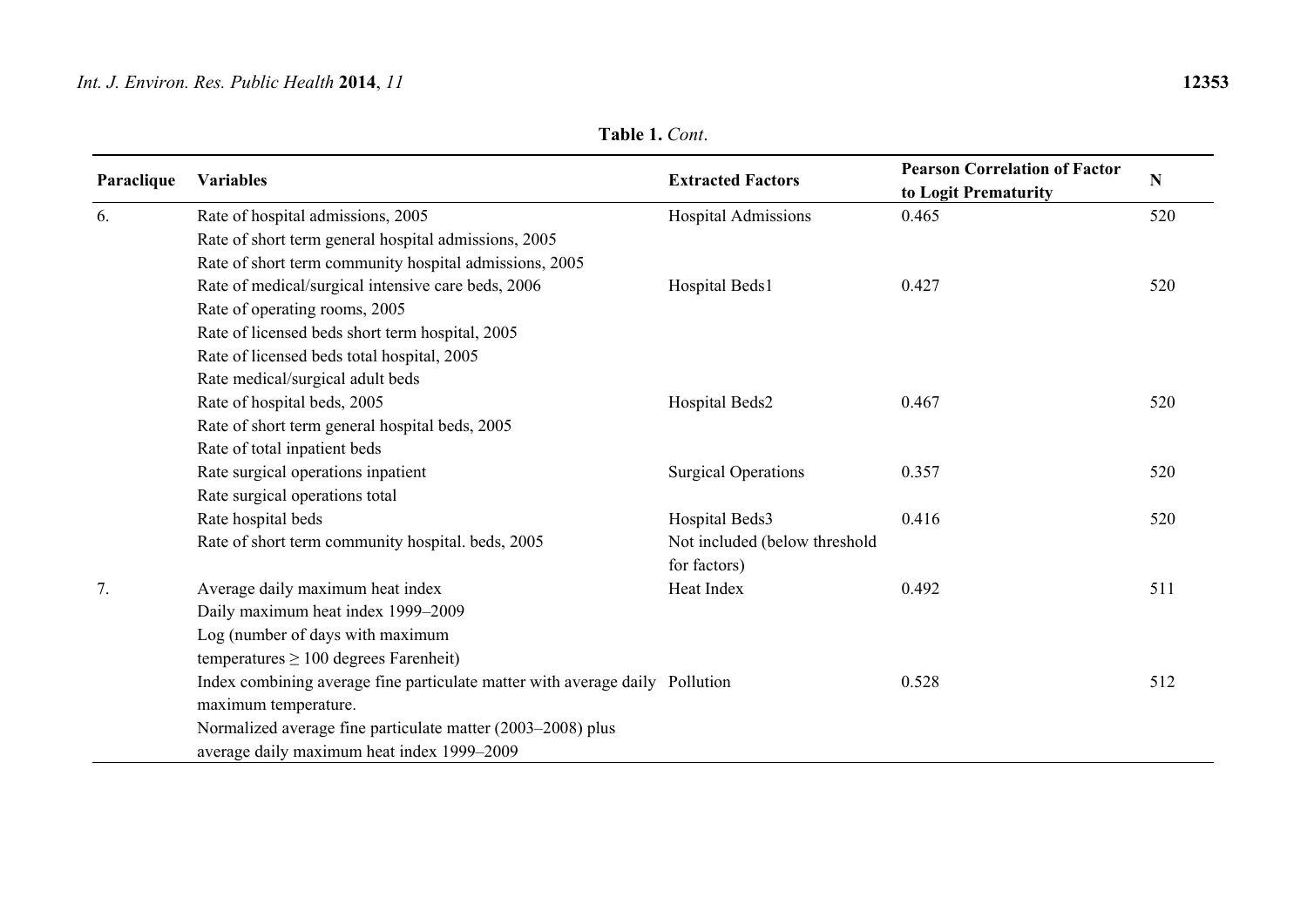**Table 1.** *Cont*.

| Paraclique | Variables | Extracted Factors | Pearson Correlation of Factor to Logit Prematurity | N |
|---|---|---|---|---|
| 6. | Rate of hospital admissions, 2005 | Hospital Admissions | 0.465 | 520 |
| | Rate of short term general hospital admissions, 2005 | | | |
| | Rate of short term community hospital admissions, 2005 | | | |
| | Rate of medical/surgical intensive care beds, 2006 | Hospital Beds1 | 0.427 | 520 |
| | Rate of operating rooms, 2005 | | | |
| | Rate of licensed beds short term hospital, 2005 | | | |
| | Rate of licensed beds total hospital, 2005 | | | |
| | Rate medical/surgical adult beds | | | |
| | Rate of hospital beds, 2005 | Hospital Beds2 | 0.467 | 520 |
| | Rate of short term general hospital beds, 2005 | | | |
| | Rate of total inpatient beds | | | |
| | Rate surgical operations inpatient | Surgical Operations | 0.357 | 520 |
| | Rate surgical operations total | | | |
| | Rate hospital beds | Hospital Beds3 | 0.416 | 520 |
| | Rate of short term community hospital. beds, 2005 | Not included (below threshold for factors) | | |
| 7. | Average daily maximum heat index | Heat Index | 0.492 | 511 |
| | Daily maximum heat index 1999–2009 | | | |
| | Log (number of days with maximum temperatures ≥ 100 degrees Farenheit) | | | |
| | Index combining average fine particulate matter with average daily maximum temperature. | Pollution | 0.528 | 512 |
| | Normalized average fine particulate matter (2003–2008) plus average daily maximum heat index 1999–2009 | | | |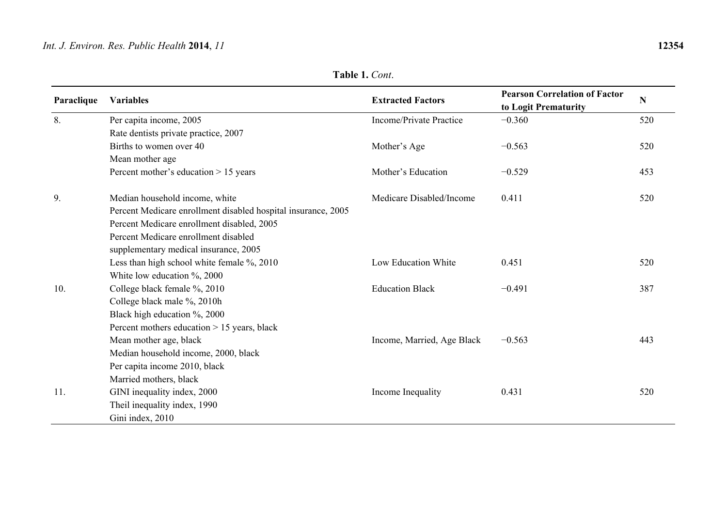**Table 1.** *Cont*.

| Paraclique | Variables | Extracted Factors | Pearson Correlation of Factor to Logit Prematurity | N |
|---|---|---|---|---|
| 8. | Per capita income, 2005 | Income/Private Practice | −0.360 | 520 |
| | Rate dentists private practice, 2007 | | | |
| | Births to women over 40 | Mother's Age | −0.563 | 520 |
| | Mean mother age | | | |
| | Percent mother's education > 15 years | Mother's Education | −0.529 | 453 |
| 9. | Median household income, white | Medicare Disabled/Income | 0.411 | 520 |
| | Percent Medicare enrollment disabled hospital insurance, 2005 | | | |
| | Percent Medicare enrollment disabled, 2005 | | | |
| | Percent Medicare enrollment disabled supplementary medical insurance, 2005 | | | |
| | Less than high school white female %, 2010 | Low Education White | 0.451 | 520 |
| | White low education %, 2000 | | | |
| 10. | College black female %, 2010 | Education Black | −0.491 | 387 |
| | College black male %, 2010h | | | |
| | Black high education %, 2000 | | | |
| | Percent mothers education > 15 years, black | | | |
| | Mean mother age, black | Income, Married, Age Black | −0.563 | 443 |
| | Median household income, 2000, black | | | |
| | Per capita income 2010, black | | | |
| | Married mothers, black | | | |
| 11. | GINI inequality index, 2000 | Income Inequality | 0.431 | 520 |
| | Theil inequality index, 1990 | | | |
| | Gini index, 2010 | | | |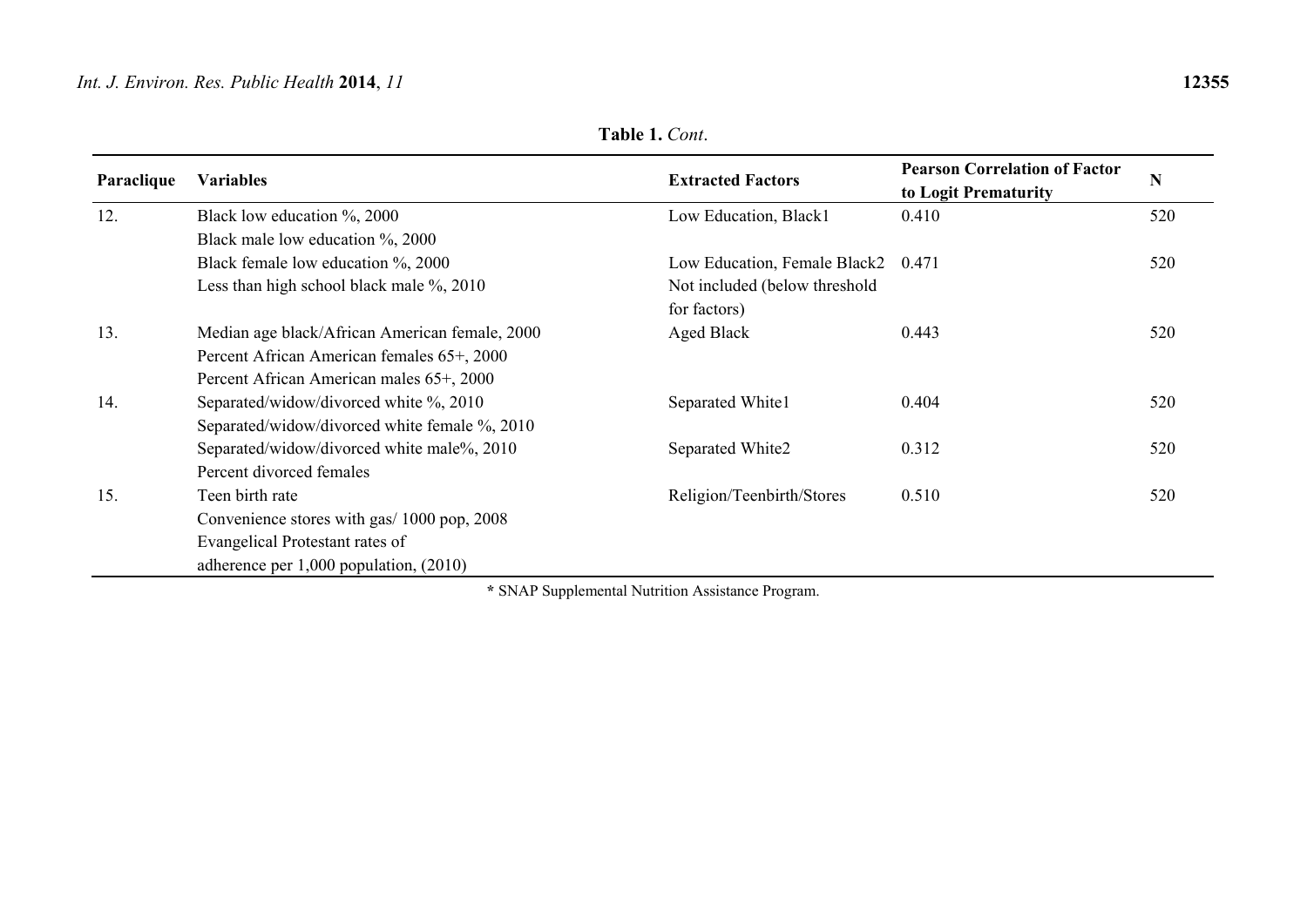**Table 1.** *Cont*.

| Paraclique | Variables | Extracted Factors | Pearson Correlation of Factor to Logit Prematurity | N |
|---|---|---|---|---|
| 12. | Black low education %, 2000 | Low Education, Black1 | 0.410 | 520 |
| | Black male low education %, 2000 | | | |
| | Black female low education %, 2000 | Low Education, Female Black2 | 0.471 | 520 |
| | Less than high school black male %, 2010 | Not included (below threshold for factors) | | |
| 13. | Median age black/African American female, 2000 | Aged Black | 0.443 | 520 |
| | Percent African American females 65+, 2000 | | | |
| | Percent African American males 65+, 2000 | | | |
| 14. | Separated/widow/divorced white %, 2010 | Separated White1 | 0.404 | 520 |
| | Separated/widow/divorced white female %, 2010 | | | |
| | Separated/widow/divorced white male%, 2010 | Separated White2 | 0.312 | 520 |
| | Percent divorced females | | | |
| 15. | Teen birth rate | Religion/Teenbirth/Stores | 0.510 | 520 |
| | Convenience stores with gas/ 1000 pop, 2008 | | | |
| | Evangelical Protestant rates of adherence per 1,000 population, (2010) | | | |

* SNAP Supplemental Nutrition Assistance Program.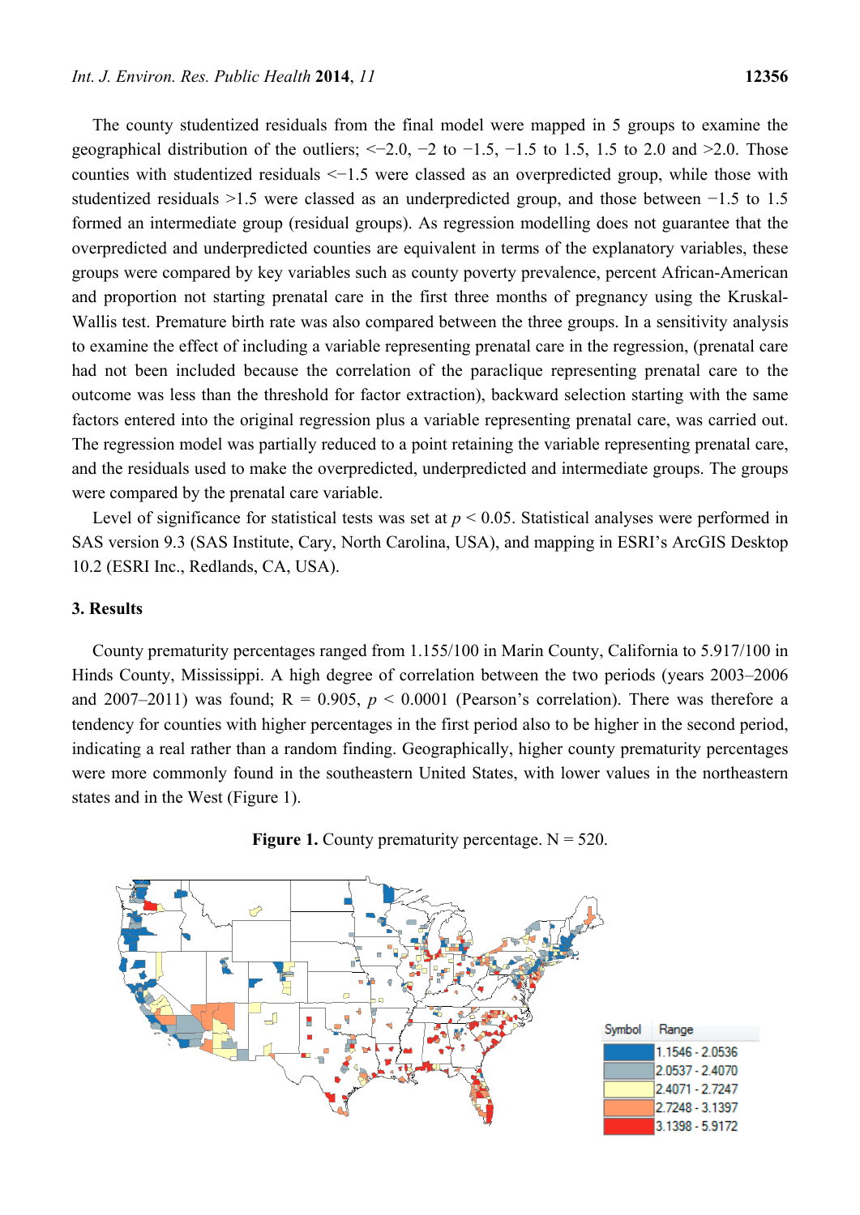The county studentized residuals from the final model were mapped in 5 groups to examine the geographical distribution of the outliers; <−2.0, −2 to −1.5, −1.5 to 1.5, 1.5 to 2.0 and >2.0. Those counties with studentized residuals <−1.5 were classed as an overpredicted group, while those with studentized residuals >1.5 were classed as an underpredicted group, and those between −1.5 to 1.5 formed an intermediate group (residual groups). As regression modelling does not guarantee that the overpredicted and underpredicted counties are equivalent in terms of the explanatory variables, these groups were compared by key variables such as county poverty prevalence, percent African-American and proportion not starting prenatal care in the first three months of pregnancy using the Kruskal-Wallis test. Premature birth rate was also compared between the three groups. In a sensitivity analysis to examine the effect of including a variable representing prenatal care in the regression, (prenatal care had not been included because the correlation of the paraclique representing prenatal care to the outcome was less than the threshold for factor extraction), backward selection starting with the same factors entered into the original regression plus a variable representing prenatal care, was carried out. The regression model was partially reduced to a point retaining the variable representing prenatal care, and the residuals used to make the overpredicted, underpredicted and intermediate groups. The groups were compared by the prenatal care variable.

Level of significance for statistical tests was set at $p < 0.05$. Statistical analyses were performed in SAS version 9.3 (SAS Institute, Cary, North Carolina, USA), and mapping in ESRI's ArcGIS Desktop 10.2 (ESRI Inc., Redlands, CA, USA).

## 3. Results

County prematurity percentages ranged from 1.155/100 in Marin County, California to 5.917/100 in Hinds County, Mississippi. A high degree of correlation between the two periods (years 2003–2006 and 2007–2011) was found; R = 0.905, $p < 0.0001$ (Pearson's correlation). There was therefore a tendency for counties with higher percentages in the first period also to be higher in the second period, indicating a real rather than a random finding. Geographically, higher county prematurity percentages were more commonly found in the southeastern United States, with lower values in the northeastern states and in the West (Figure 1).

**Figure 1.** County prematurity percentage. N = 520.

| Symbol | Range |
|---|---|
| | 1.1546 - 2.0536 |
| | 2.0537 - 2.4070 |
| | 2.4071 - 2.7247 |
| | 2.7248 - 3.1397 |
| | 3.1398 - 5.9172 |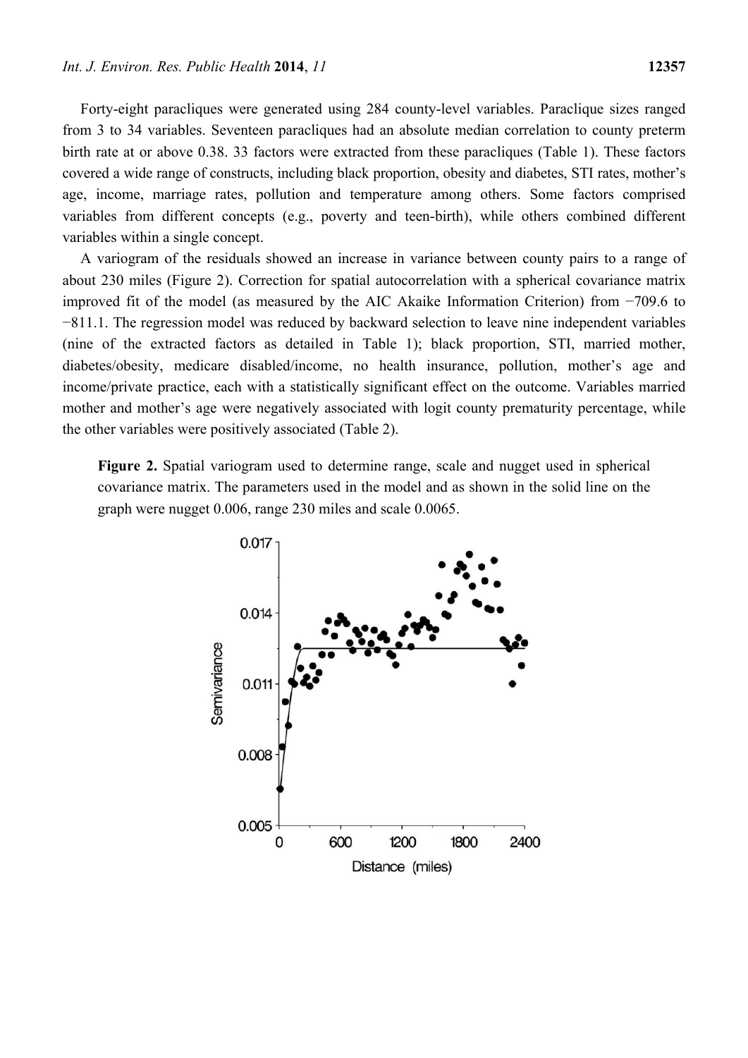Forty-eight paracliques were generated using 284 county-level variables. Paraclique sizes ranged from 3 to 34 variables. Seventeen paracliques had an absolute median correlation to county preterm birth rate at or above 0.38. 33 factors were extracted from these paracliques (Table 1). These factors covered a wide range of constructs, including black proportion, obesity and diabetes, STI rates, mother's age, income, marriage rates, pollution and temperature among others. Some factors comprised variables from different concepts (e.g., poverty and teen-birth), while others combined different variables within a single concept.

A variogram of the residuals showed an increase in variance between county pairs to a range of about 230 miles (Figure 2). Correction for spatial autocorrelation with a spherical covariance matrix improved fit of the model (as measured by the AIC Akaike Information Criterion) from −709.6 to −811.1. The regression model was reduced by backward selection to leave nine independent variables (nine of the extracted factors as detailed in Table 1); black proportion, STI, married mother, diabetes/obesity, medicare disabled/income, no health insurance, pollution, mother's age and income/private practice, each with a statistically significant effect on the outcome. Variables married mother and mother's age were negatively associated with logit county prematurity percentage, while the other variables were positively associated (Table 2).

**Figure 2.** Spatial variogram used to determine range, scale and nugget used in spherical covariance matrix. The parameters used in the model and as shown in the solid line on the graph were nugget 0.006, range 230 miles and scale 0.0065.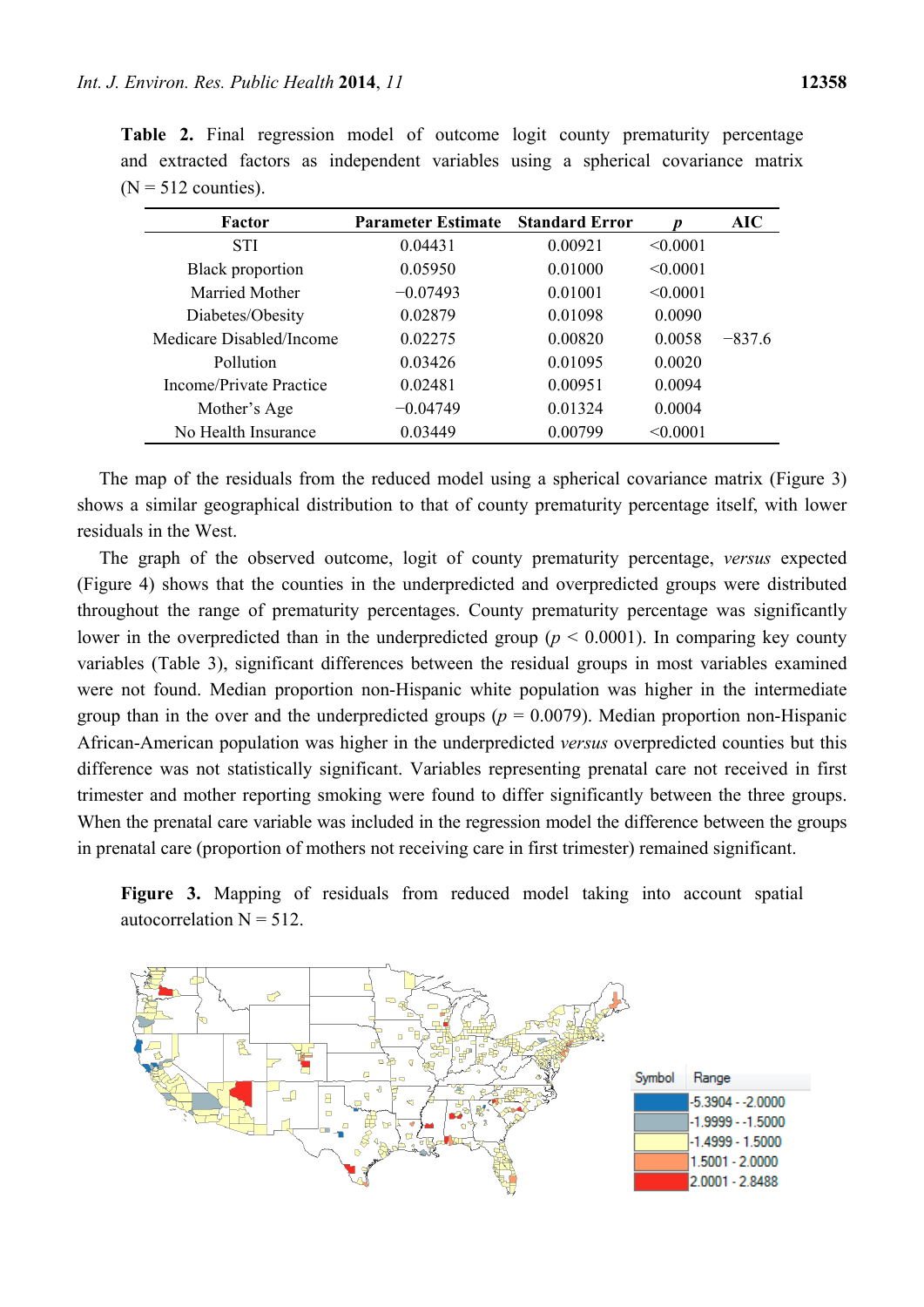**Table 2.** Final regression model of outcome logit county prematurity percentage and extracted factors as independent variables using a spherical covariance matrix (N = 512 counties).

| Factor | Parameter Estimate | Standard Error | *p* | AIC |
|---|---|---|---|---|
| STI | 0.04431 | 0.00921 | <0.0001 | |
| Black proportion | 0.05950 | 0.01000 | <0.0001 | |
| Married Mother | −0.07493 | 0.01001 | <0.0001 | |
| Diabetes/Obesity | 0.02879 | 0.01098 | 0.0090 | |
| Medicare Disabled/Income | 0.02275 | 0.00820 | 0.0058 | −837.6 |
| Pollution | 0.03426 | 0.01095 | 0.0020 | |
| Income/Private Practice | 0.02481 | 0.00951 | 0.0094 | |
| Mother's Age | −0.04749 | 0.01324 | 0.0004 | |
| No Health Insurance | 0.03449 | 0.00799 | <0.0001 | |

The map of the residuals from the reduced model using a spherical covariance matrix (Figure 3) shows a similar geographical distribution to that of county prematurity percentage itself, with lower residuals in the West.

The graph of the observed outcome, logit of county prematurity percentage, *versus* expected (Figure 4) shows that the counties in the underpredicted and overpredicted groups were distributed throughout the range of prematurity percentages. County prematurity percentage was significantly lower in the overpredicted than in the underpredicted group ($p < 0.0001$). In comparing key county variables (Table 3), significant differences between the residual groups in most variables examined were not found. Median proportion non-Hispanic white population was higher in the intermediate group than in the over and the underpredicted groups ($p = 0.0079$). Median proportion non-Hispanic African-American population was higher in the underpredicted *versus* overpredicted counties but this difference was not statistically significant. Variables representing prenatal care not received in first trimester and mother reporting smoking were found to differ significantly between the three groups. When the prenatal care variable was included in the regression model the difference between the groups in prenatal care (proportion of mothers not receiving care in first trimester) remained significant.

**Figure 3.** Mapping of residuals from reduced model taking into account spatial autocorrelation N = 512.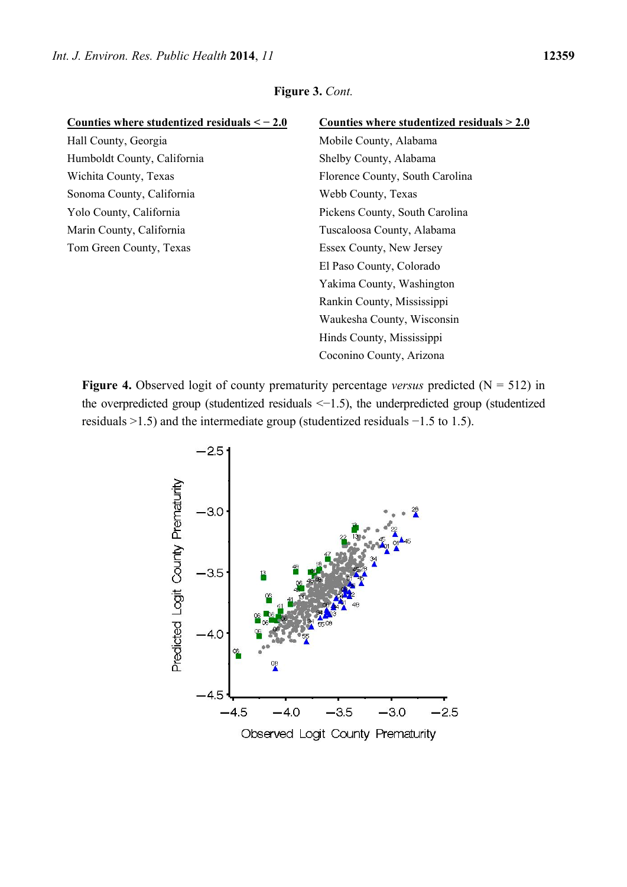**Figure 3.** *Cont.*

| Counties where studentized residuals < − 2.0 | Counties where studentized residuals > 2.0 |
|---|---|
| Hall County, Georgia | Mobile County, Alabama |
| Humboldt County, California | Shelby County, Alabama |
| Wichita County, Texas | Florence County, South Carolina |
| Sonoma County, California | Webb County, Texas |
| Yolo County, California | Pickens County, South Carolina |
| Marin County, California | Tuscaloosa County, Alabama |
| Tom Green County, Texas | Essex County, New Jersey |
| | El Paso County, Colorado |
| | Yakima County, Washington |
| | Rankin County, Mississippi |
| | Waukesha County, Wisconsin |
| | Hinds County, Mississippi |
| | Coconino County, Arizona |

**Figure 4.** Observed logit of county prematurity percentage *versus* predicted (N = 512) in the overpredicted group (studentized residuals <−1.5), the underpredicted group (studentized residuals >1.5) and the intermediate group (studentized residuals −1.5 to 1.5).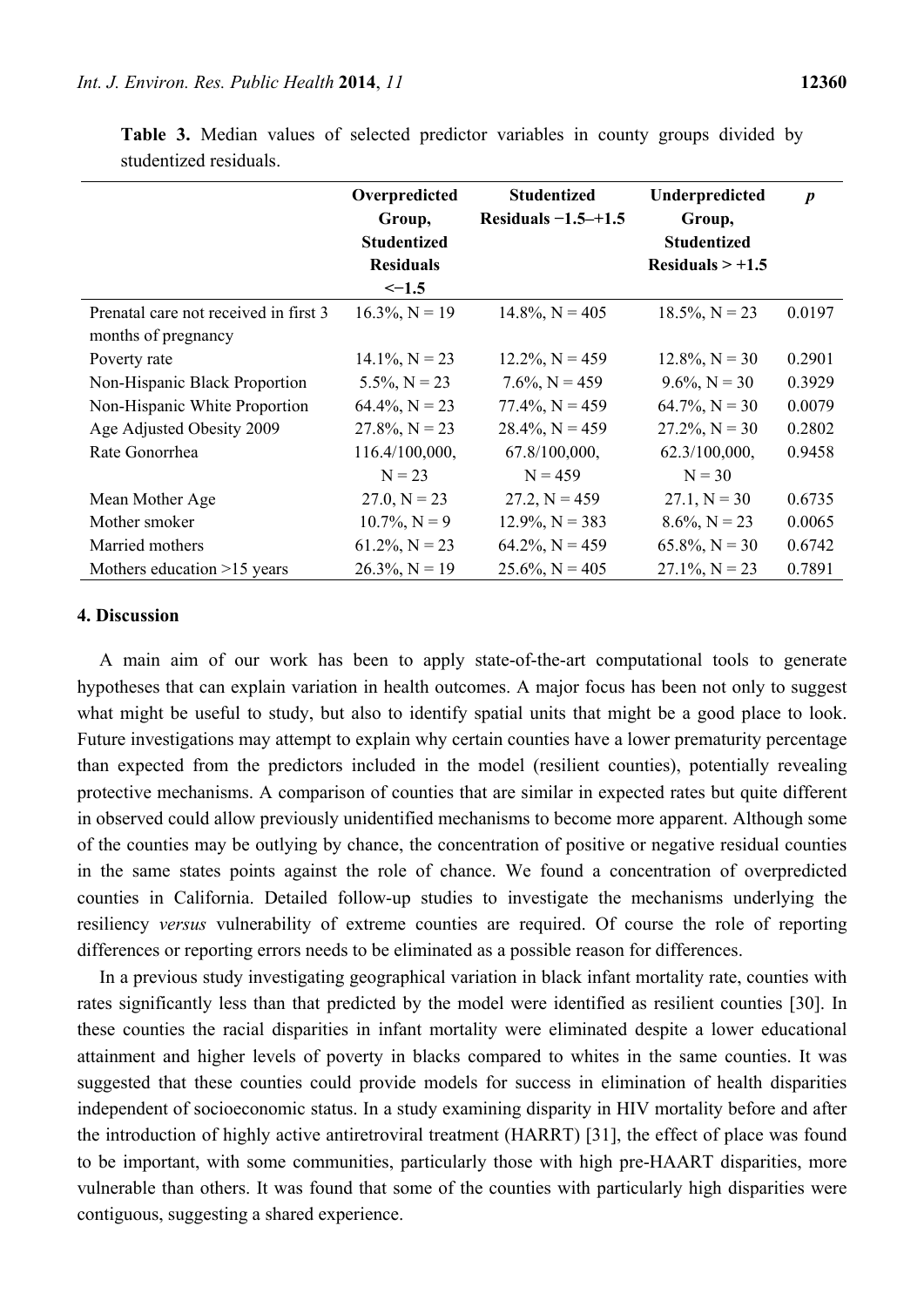**Table 3.** Median values of selected predictor variables in county groups divided by studentized residuals.

| | Overpredicted Group, Studentized Residuals <−1.5 | Studentized Residuals −1.5–+1.5 | Underpredicted Group, Studentized Residuals > +1.5 | *p* |
|---|---|---|---|---|
| Prenatal care not received in first 3 months of pregnancy | 16.3%, N = 19 | 14.8%, N = 405 | 18.5%, N = 23 | 0.0197 |
| Poverty rate | 14.1%, N = 23 | 12.2%, N = 459 | 12.8%, N = 30 | 0.2901 |
| Non-Hispanic Black Proportion | 5.5%, N = 23 | 7.6%, N = 459 | 9.6%, N = 30 | 0.3929 |
| Non-Hispanic White Proportion | 64.4%, N = 23 | 77.4%, N = 459 | 64.7%, N = 30 | 0.0079 |
| Age Adjusted Obesity 2009 | 27.8%, N = 23 | 28.4%, N = 459 | 27.2%, N = 30 | 0.2802 |
| Rate Gonorrhea | 116.4/100,000, N = 23 | 67.8/100,000, N = 459 | 62.3/100,000, N = 30 | 0.9458 |
| Mean Mother Age | 27.0, N = 23 | 27.2, N = 459 | 27.1, N = 30 | 0.6735 |
| Mother smoker | 10.7%, N = 9 | 12.9%, N = 383 | 8.6%, N = 23 | 0.0065 |
| Married mothers | 61.2%, N = 23 | 64.2%, N = 459 | 65.8%, N = 30 | 0.6742 |
| Mothers education >15 years | 26.3%, N = 19 | 25.6%, N = 405 | 27.1%, N = 23 | 0.7891 |

## 4. Discussion

A main aim of our work has been to apply state-of-the-art computational tools to generate hypotheses that can explain variation in health outcomes. A major focus has been not only to suggest what might be useful to study, but also to identify spatial units that might be a good place to look. Future investigations may attempt to explain why certain counties have a lower prematurity percentage than expected from the predictors included in the model (resilient counties), potentially revealing protective mechanisms. A comparison of counties that are similar in expected rates but quite different in observed could allow previously unidentified mechanisms to become more apparent. Although some of the counties may be outlying by chance, the concentration of positive or negative residual counties in the same states points against the role of chance. We found a concentration of overpredicted counties in California. Detailed follow-up studies to investigate the mechanisms underlying the resiliency *versus* vulnerability of extreme counties are required. Of course the role of reporting differences or reporting errors needs to be eliminated as a possible reason for differences.

In a previous study investigating geographical variation in black infant mortality rate, counties with rates significantly less than that predicted by the model were identified as resilient counties [30]. In these counties the racial disparities in infant mortality were eliminated despite a lower educational attainment and higher levels of poverty in blacks compared to whites in the same counties. It was suggested that these counties could provide models for success in elimination of health disparities independent of socioeconomic status. In a study examining disparity in HIV mortality before and after the introduction of highly active antiretroviral treatment (HARRT) [31], the effect of place was found to be important, with some communities, particularly those with high pre-HAART disparities, more vulnerable than others. It was found that some of the counties with particularly high disparities were contiguous, suggesting a shared experience.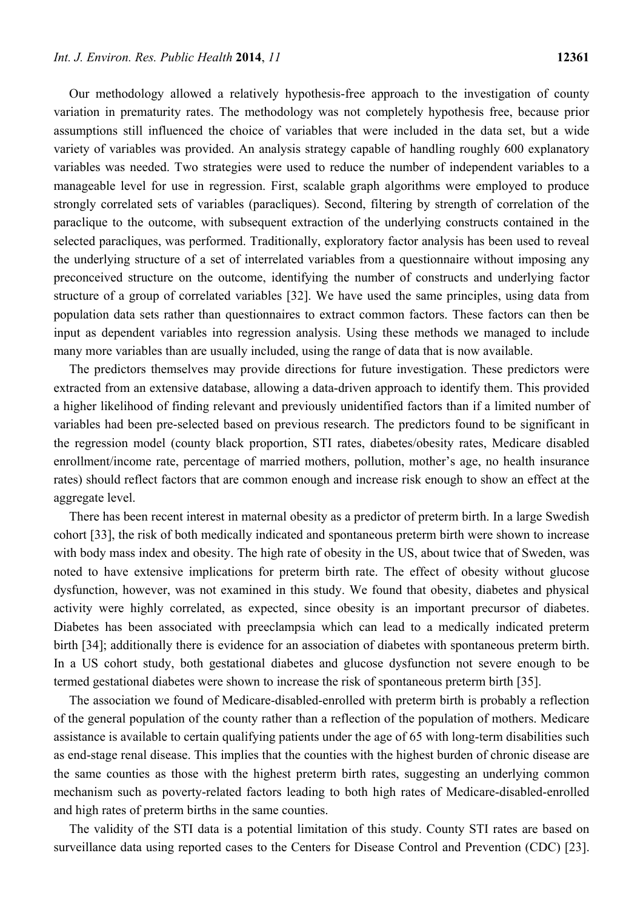Our methodology allowed a relatively hypothesis-free approach to the investigation of county variation in prematurity rates. The methodology was not completely hypothesis free, because prior assumptions still influenced the choice of variables that were included in the data set, but a wide variety of variables was provided. An analysis strategy capable of handling roughly 600 explanatory variables was needed. Two strategies were used to reduce the number of independent variables to a manageable level for use in regression. First, scalable graph algorithms were employed to produce strongly correlated sets of variables (paracliques). Second, filtering by strength of correlation of the paraclique to the outcome, with subsequent extraction of the underlying constructs contained in the selected paracliques, was performed. Traditionally, exploratory factor analysis has been used to reveal the underlying structure of a set of interrelated variables from a questionnaire without imposing any preconceived structure on the outcome, identifying the number of constructs and underlying factor structure of a group of correlated variables [32]. We have used the same principles, using data from population data sets rather than questionnaires to extract common factors. These factors can then be input as dependent variables into regression analysis. Using these methods we managed to include many more variables than are usually included, using the range of data that is now available.

The predictors themselves may provide directions for future investigation. These predictors were extracted from an extensive database, allowing a data-driven approach to identify them. This provided a higher likelihood of finding relevant and previously unidentified factors than if a limited number of variables had been pre-selected based on previous research. The predictors found to be significant in the regression model (county black proportion, STI rates, diabetes/obesity rates, Medicare disabled enrollment/income rate, percentage of married mothers, pollution, mother's age, no health insurance rates) should reflect factors that are common enough and increase risk enough to show an effect at the aggregate level.

There has been recent interest in maternal obesity as a predictor of preterm birth. In a large Swedish cohort [33], the risk of both medically indicated and spontaneous preterm birth were shown to increase with body mass index and obesity. The high rate of obesity in the US, about twice that of Sweden, was noted to have extensive implications for preterm birth rate. The effect of obesity without glucose dysfunction, however, was not examined in this study. We found that obesity, diabetes and physical activity were highly correlated, as expected, since obesity is an important precursor of diabetes. Diabetes has been associated with preeclampsia which can lead to a medically indicated preterm birth [34]; additionally there is evidence for an association of diabetes with spontaneous preterm birth. In a US cohort study, both gestational diabetes and glucose dysfunction not severe enough to be termed gestational diabetes were shown to increase the risk of spontaneous preterm birth [35].

The association we found of Medicare-disabled-enrolled with preterm birth is probably a reflection of the general population of the county rather than a reflection of the population of mothers. Medicare assistance is available to certain qualifying patients under the age of 65 with long-term disabilities such as end-stage renal disease. This implies that the counties with the highest burden of chronic disease are the same counties as those with the highest preterm birth rates, suggesting an underlying common mechanism such as poverty-related factors leading to both high rates of Medicare-disabled-enrolled and high rates of preterm births in the same counties.

The validity of the STI data is a potential limitation of this study. County STI rates are based on surveillance data using reported cases to the Centers for Disease Control and Prevention (CDC) [23].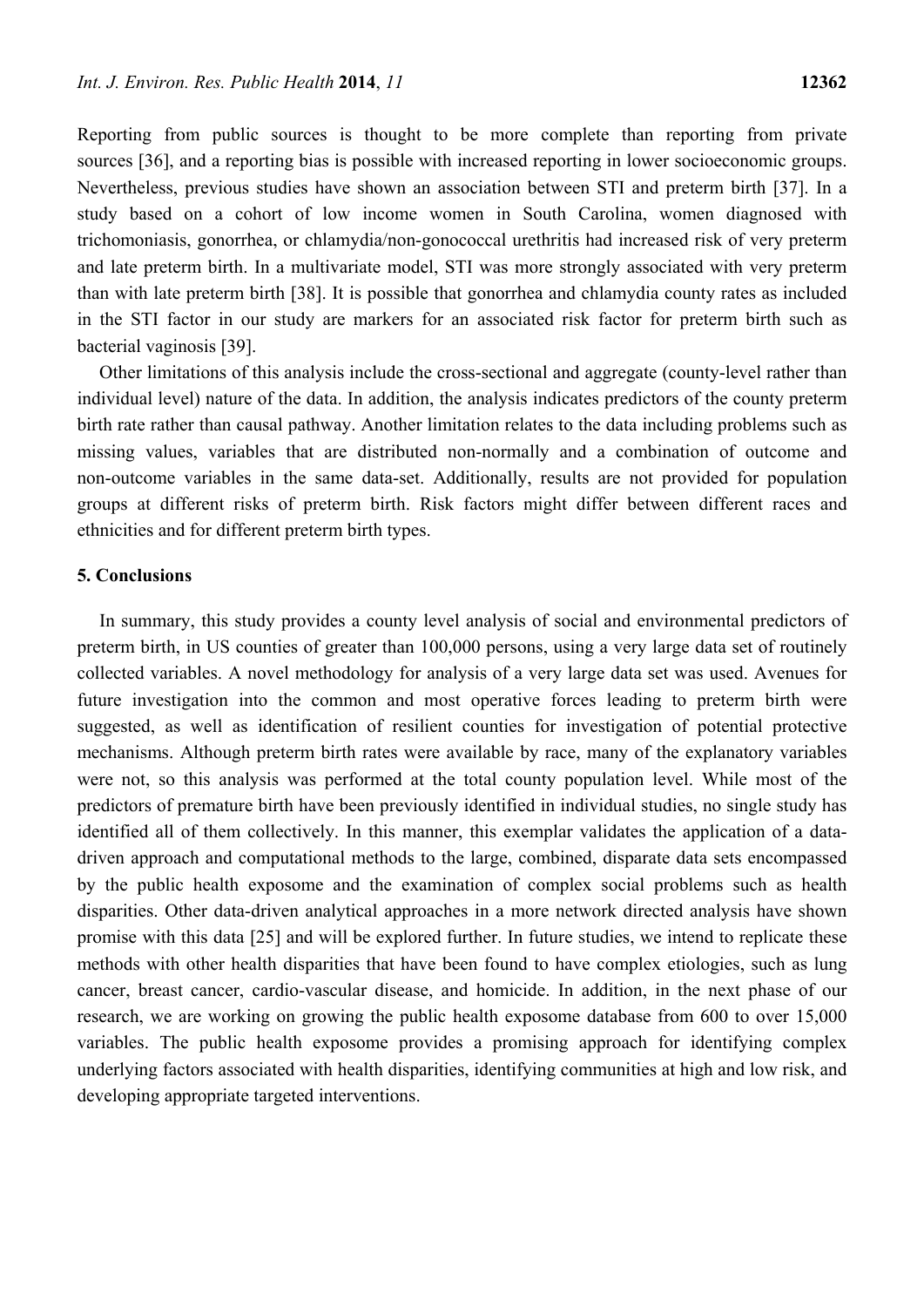Reporting from public sources is thought to be more complete than reporting from private sources [36], and a reporting bias is possible with increased reporting in lower socioeconomic groups. Nevertheless, previous studies have shown an association between STI and preterm birth [37]. In a study based on a cohort of low income women in South Carolina, women diagnosed with trichomoniasis, gonorrhea, or chlamydia/non-gonococcal urethritis had increased risk of very preterm and late preterm birth. In a multivariate model, STI was more strongly associated with very preterm than with late preterm birth [38]. It is possible that gonorrhea and chlamydia county rates as included in the STI factor in our study are markers for an associated risk factor for preterm birth such as bacterial vaginosis [39].

Other limitations of this analysis include the cross-sectional and aggregate (county-level rather than individual level) nature of the data. In addition, the analysis indicates predictors of the county preterm birth rate rather than causal pathway. Another limitation relates to the data including problems such as missing values, variables that are distributed non-normally and a combination of outcome and non-outcome variables in the same data-set. Additionally, results are not provided for population groups at different risks of preterm birth. Risk factors might differ between different races and ethnicities and for different preterm birth types.

## 5. Conclusions

In summary, this study provides a county level analysis of social and environmental predictors of preterm birth, in US counties of greater than 100,000 persons, using a very large data set of routinely collected variables. A novel methodology for analysis of a very large data set was used. Avenues for future investigation into the common and most operative forces leading to preterm birth were suggested, as well as identification of resilient counties for investigation of potential protective mechanisms. Although preterm birth rates were available by race, many of the explanatory variables were not, so this analysis was performed at the total county population level. While most of the predictors of premature birth have been previously identified in individual studies, no single study has identified all of them collectively. In this manner, this exemplar validates the application of a data-driven approach and computational methods to the large, combined, disparate data sets encompassed by the public health exposome and the examination of complex social problems such as health disparities. Other data-driven analytical approaches in a more network directed analysis have shown promise with this data [25] and will be explored further. In future studies, we intend to replicate these methods with other health disparities that have been found to have complex etiologies, such as lung cancer, breast cancer, cardio-vascular disease, and homicide. In addition, in the next phase of our research, we are working on growing the public health exposome database from 600 to over 15,000 variables. The public health exposome provides a promising approach for identifying complex underlying factors associated with health disparities, identifying communities at high and low risk, and developing appropriate targeted interventions.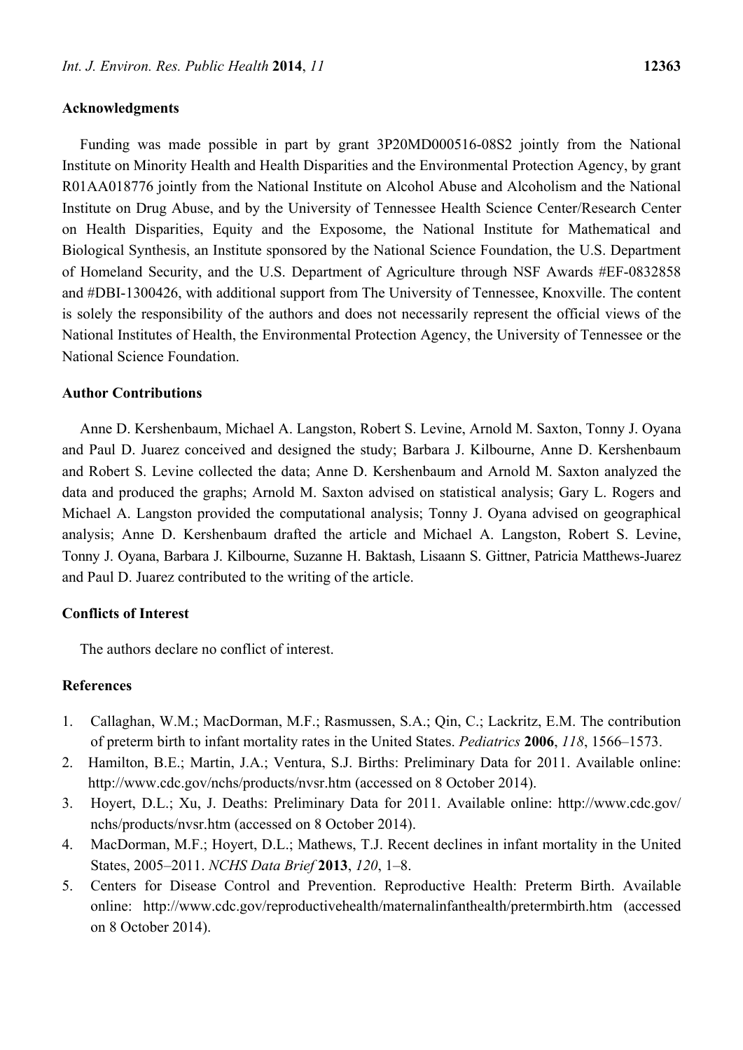## Acknowledgments

Funding was made possible in part by grant 3P20MD000516-08S2 jointly from the National Institute on Minority Health and Health Disparities and the Environmental Protection Agency, by grant R01AA018776 jointly from the National Institute on Alcohol Abuse and Alcoholism and the National Institute on Drug Abuse, and by the University of Tennessee Health Science Center/Research Center on Health Disparities, Equity and the Exposome, the National Institute for Mathematical and Biological Synthesis, an Institute sponsored by the National Science Foundation, the U.S. Department of Homeland Security, and the U.S. Department of Agriculture through NSF Awards #EF-0832858 and #DBI-1300426, with additional support from The University of Tennessee, Knoxville. The content is solely the responsibility of the authors and does not necessarily represent the official views of the National Institutes of Health, the Environmental Protection Agency, the University of Tennessee or the National Science Foundation.

## Author Contributions

Anne D. Kershenbaum, Michael A. Langston, Robert S. Levine, Arnold M. Saxton, Tonny J. Oyana and Paul D. Juarez conceived and designed the study; Barbara J. Kilbourne, Anne D. Kershenbaum and Robert S. Levine collected the data; Anne D. Kershenbaum and Arnold M. Saxton analyzed the data and produced the graphs; Arnold M. Saxton advised on statistical analysis; Gary L. Rogers and Michael A. Langston provided the computational analysis; Tonny J. Oyana advised on geographical analysis; Anne D. Kershenbaum drafted the article and Michael A. Langston, Robert S. Levine, Tonny J. Oyana, Barbara J. Kilbourne, Suzanne H. Baktash, Lisaann S. Gittner, Patricia Matthews-Juarez and Paul D. Juarez contributed to the writing of the article.

## Conflicts of Interest

The authors declare no conflict of interest.

## References

1. Callaghan, W.M.; MacDorman, M.F.; Rasmussen, S.A.; Qin, C.; Lackritz, E.M. The contribution of preterm birth to infant mortality rates in the United States. *Pediatrics* **2006**, *118*, 1566–1573.
2. Hamilton, B.E.; Martin, J.A.; Ventura, S.J. Births: Preliminary Data for 2011. Available online: http://www.cdc.gov/nchs/products/nvsr.htm (accessed on 8 October 2014).
3. Hoyert, D.L.; Xu, J. Deaths: Preliminary Data for 2011. Available online: http://www.cdc.gov/nchs/products/nvsr.htm (accessed on 8 October 2014).
4. MacDorman, M.F.; Hoyert, D.L.; Mathews, T.J. Recent declines in infant mortality in the United States, 2005–2011. *NCHS Data Brief* **2013**, *120*, 1–8.
5. Centers for Disease Control and Prevention. Reproductive Health: Preterm Birth. Available online: http://www.cdc.gov/reproductivehealth/maternalinfanthealth/pretermbirth.htm (accessed on 8 October 2014).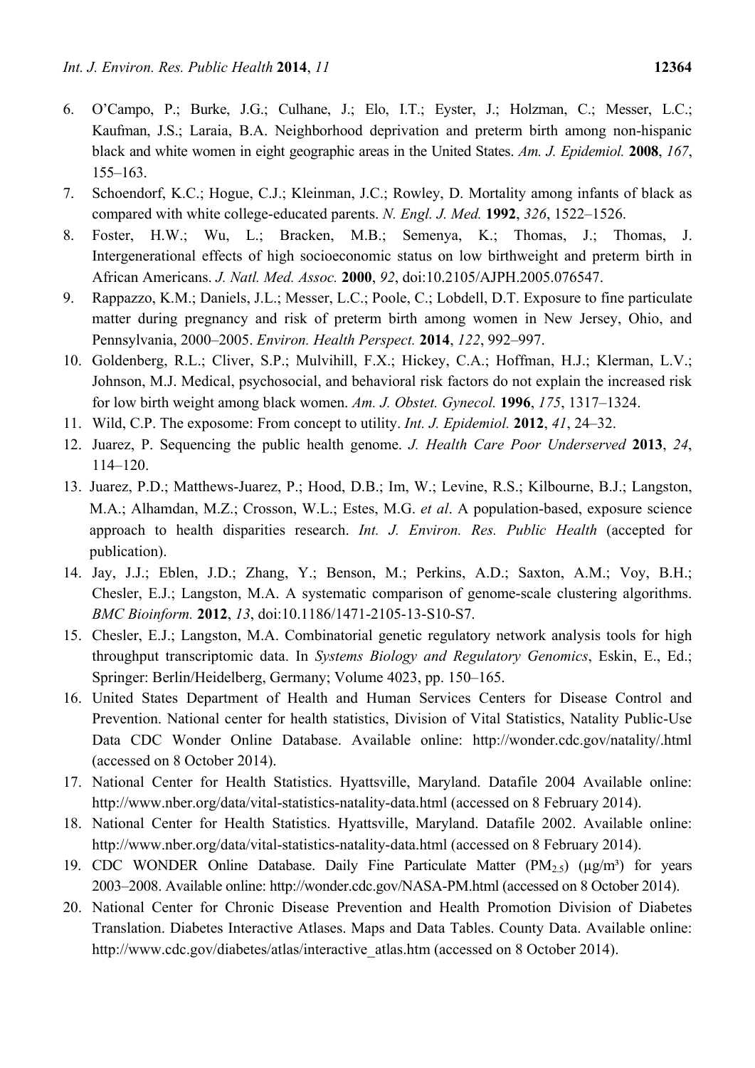6. O'Campo, P.; Burke, J.G.; Culhane, J.; Elo, I.T.; Eyster, J.; Holzman, C.; Messer, L.C.; Kaufman, J.S.; Laraia, B.A. Neighborhood deprivation and preterm birth among non-hispanic black and white women in eight geographic areas in the United States. *Am. J. Epidemiol.* **2008**, *167*, 155–163.
7. Schoendorf, K.C.; Hogue, C.J.; Kleinman, J.C.; Rowley, D. Mortality among infants of black as compared with white college-educated parents. *N. Engl. J. Med.* **1992**, *326*, 1522–1526.
8. Foster, H.W.; Wu, L.; Bracken, M.B.; Semenya, K.; Thomas, J.; Thomas, J. Intergenerational effects of high socioeconomic status on low birthweight and preterm birth in African Americans. *J. Natl. Med. Assoc.* **2000**, *92*, doi:10.2105/AJPH.2005.076547.
9. Rappazzo, K.M.; Daniels, J.L.; Messer, L.C.; Poole, C.; Lobdell, D.T. Exposure to fine particulate matter during pregnancy and risk of preterm birth among women in New Jersey, Ohio, and Pennsylvania, 2000–2005. *Environ. Health Perspect.* **2014**, *122*, 992–997.
10. Goldenberg, R.L.; Cliver, S.P.; Mulvihill, F.X.; Hickey, C.A.; Hoffman, H.J.; Klerman, L.V.; Johnson, M.J. Medical, psychosocial, and behavioral risk factors do not explain the increased risk for low birth weight among black women. *Am. J. Obstet. Gynecol.* **1996**, *175*, 1317–1324.
11. Wild, C.P. The exposome: From concept to utility. *Int. J. Epidemiol.* **2012**, *41*, 24–32.
12. Juarez, P. Sequencing the public health genome. *J. Health Care Poor Underserved* **2013**, *24*, 114–120.
13. Juarez, P.D.; Matthews-Juarez, P.; Hood, D.B.; Im, W.; Levine, R.S.; Kilbourne, B.J.; Langston, M.A.; Alhamdan, M.Z.; Crosson, W.L.; Estes, M.G. *et al*. A population-based, exposure science approach to health disparities research. *Int. J. Environ. Res. Public Health* (accepted for publication).
14. Jay, J.J.; Eblen, J.D.; Zhang, Y.; Benson, M.; Perkins, A.D.; Saxton, A.M.; Voy, B.H.; Chesler, E.J.; Langston, M.A. A systematic comparison of genome-scale clustering algorithms. *BMC Bioinform.* **2012**, *13*, doi:10.1186/1471-2105-13-S10-S7.
15. Chesler, E.J.; Langston, M.A. Combinatorial genetic regulatory network analysis tools for high throughput transcriptomic data. In *Systems Biology and Regulatory Genomics*, Eskin, E., Ed.; Springer: Berlin/Heidelberg, Germany; Volume 4023, pp. 150–165.
16. United States Department of Health and Human Services Centers for Disease Control and Prevention. National center for health statistics, Division of Vital Statistics, Natality Public-Use Data CDC Wonder Online Database. Available online: http://wonder.cdc.gov/natality/.html (accessed on 8 October 2014).
17. National Center for Health Statistics. Hyattsville, Maryland. Datafile 2004 Available online: http://www.nber.org/data/vital-statistics-natality-data.html (accessed on 8 February 2014).
18. National Center for Health Statistics. Hyattsville, Maryland. Datafile 2002. Available online: http://www.nber.org/data/vital-statistics-natality-data.html (accessed on 8 February 2014).
19. CDC WONDER Online Database. Daily Fine Particulate Matter ($PM_{2.5}$) (μg/m³) for years 2003–2008. Available online: http://wonder.cdc.gov/NASA-PM.html (accessed on 8 October 2014).
20. National Center for Chronic Disease Prevention and Health Promotion Division of Diabetes Translation. Diabetes Interactive Atlases. Maps and Data Tables. County Data. Available online: http://www.cdc.gov/diabetes/atlas/interactive_atlas.htm (accessed on 8 October 2014).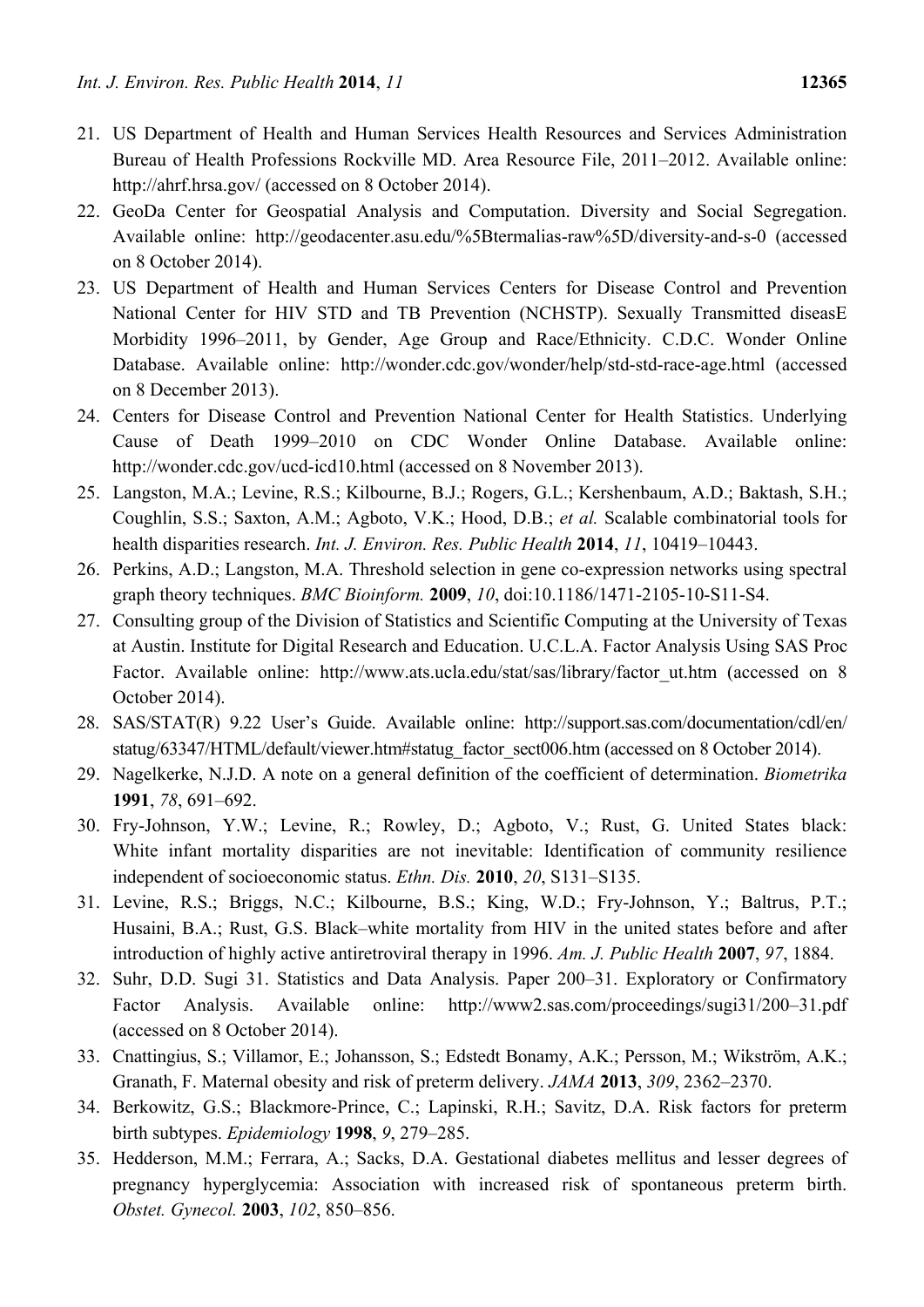21. US Department of Health and Human Services Health Resources and Services Administration Bureau of Health Professions Rockville MD. Area Resource File, 2011–2012. Available online: http://ahrf.hrsa.gov/ (accessed on 8 October 2014).
22. GeoDa Center for Geospatial Analysis and Computation. Diversity and Social Segregation. Available online: http://geodacenter.asu.edu/%5Btermalias-raw%5D/diversity-and-s-0 (accessed on 8 October 2014).
23. US Department of Health and Human Services Centers for Disease Control and Prevention National Center for HIV STD and TB Prevention (NCHSTP). Sexually Transmitted diseasE Morbidity 1996–2011, by Gender, Age Group and Race/Ethnicity. C.D.C. Wonder Online Database. Available online: http://wonder.cdc.gov/wonder/help/std-std-race-age.html (accessed on 8 December 2013).
24. Centers for Disease Control and Prevention National Center for Health Statistics. Underlying Cause of Death 1999–2010 on CDC Wonder Online Database. Available online: http://wonder.cdc.gov/ucd-icd10.html (accessed on 8 November 2013).
25. Langston, M.A.; Levine, R.S.; Kilbourne, B.J.; Rogers, G.L.; Kershenbaum, A.D.; Baktash, S.H.; Coughlin, S.S.; Saxton, A.M.; Agboto, V.K.; Hood, D.B.; *et al.* Scalable combinatorial tools for health disparities research. *Int. J. Environ. Res. Public Health* **2014**, *11*, 10419–10443.
26. Perkins, A.D.; Langston, M.A. Threshold selection in gene co-expression networks using spectral graph theory techniques. *BMC Bioinform.* **2009**, *10*, doi:10.1186/1471-2105-10-S11-S4.
27. Consulting group of the Division of Statistics and Scientific Computing at the University of Texas at Austin. Institute for Digital Research and Education. U.C.L.A. Factor Analysis Using SAS Proc Factor. Available online: http://www.ats.ucla.edu/stat/sas/library/factor_ut.htm (accessed on 8 October 2014).
28. SAS/STAT(R) 9.22 User's Guide. Available online: http://support.sas.com/documentation/cdl/en/statug/63347/HTML/default/viewer.htm#statug_factor_sect006.htm (accessed on 8 October 2014).
29. Nagelkerke, N.J.D. A note on a general definition of the coefficient of determination. *Biometrika* **1991**, *78*, 691–692.
30. Fry-Johnson, Y.W.; Levine, R.; Rowley, D.; Agboto, V.; Rust, G. United States black: White infant mortality disparities are not inevitable: Identification of community resilience independent of socioeconomic status. *Ethn. Dis.* **2010**, *20*, S131–S135.
31. Levine, R.S.; Briggs, N.C.; Kilbourne, B.S.; King, W.D.; Fry-Johnson, Y.; Baltrus, P.T.; Husaini, B.A.; Rust, G.S. Black–white mortality from HIV in the united states before and after introduction of highly active antiretroviral therapy in 1996. *Am. J. Public Health* **2007**, *97*, 1884.
32. Suhr, D.D. Sugi 31. Statistics and Data Analysis. Paper 200–31. Exploratory or Confirmatory Factor Analysis. Available online: http://www2.sas.com/proceedings/sugi31/200–31.pdf (accessed on 8 October 2014).
33. Cnattingius, S.; Villamor, E.; Johansson, S.; Edstedt Bonamy, A.K.; Persson, M.; Wikström, A.K.; Granath, F. Maternal obesity and risk of preterm delivery. *JAMA* **2013**, *309*, 2362–2370.
34. Berkowitz, G.S.; Blackmore-Prince, C.; Lapinski, R.H.; Savitz, D.A. Risk factors for preterm birth subtypes. *Epidemiology* **1998**, *9*, 279–285.
35. Hedderson, M.M.; Ferrara, A.; Sacks, D.A. Gestational diabetes mellitus and lesser degrees of pregnancy hyperglycemia: Association with increased risk of spontaneous preterm birth. *Obstet. Gynecol.* **2003**, *102*, 850–856.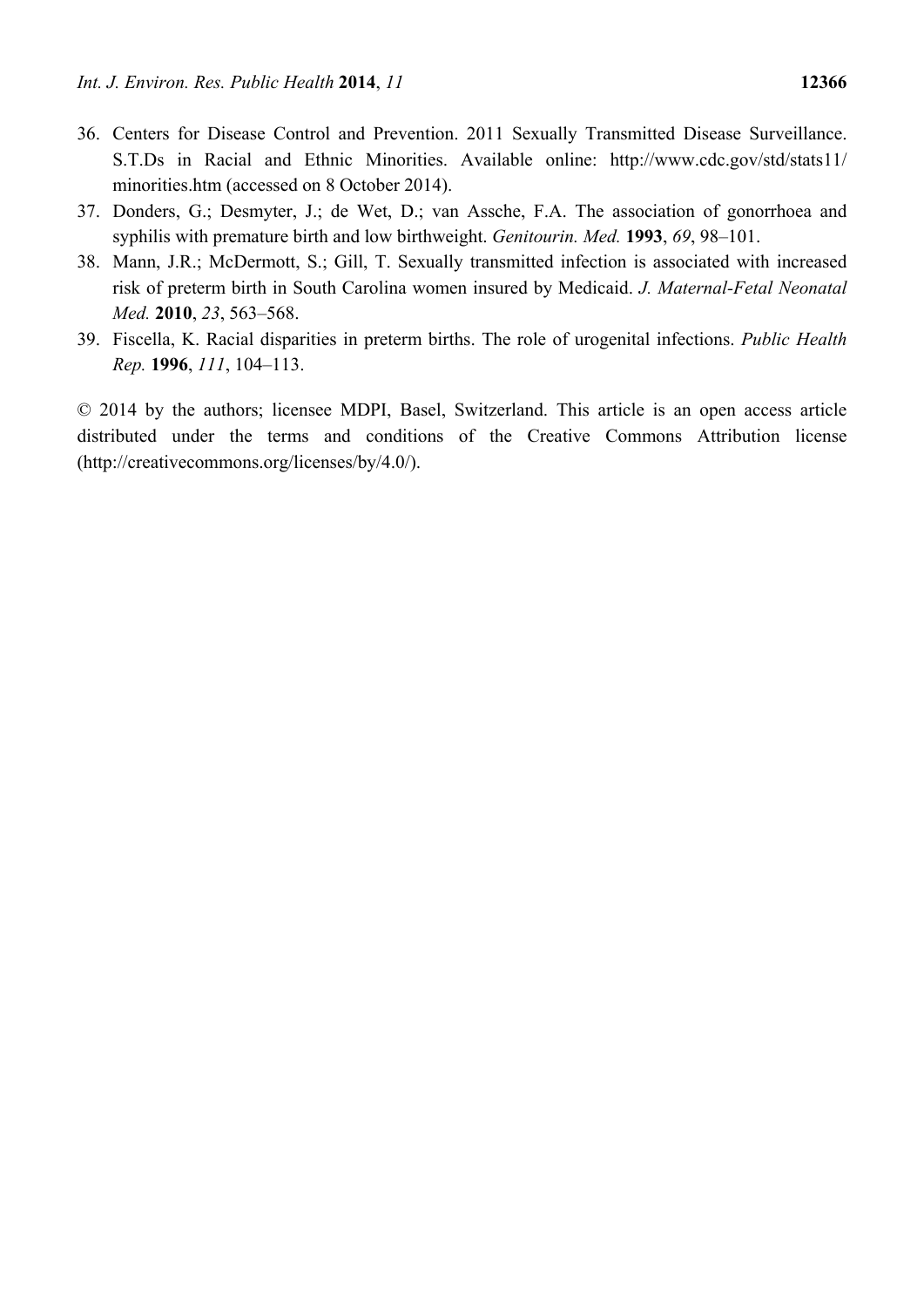36. Centers for Disease Control and Prevention. 2011 Sexually Transmitted Disease Surveillance. S.T.Ds in Racial and Ethnic Minorities. Available online: http://www.cdc.gov/std/stats11/minorities.htm (accessed on 8 October 2014).
37. Donders, G.; Desmyter, J.; de Wet, D.; van Assche, F.A. The association of gonorrhoea and syphilis with premature birth and low birthweight. *Genitourin. Med.* **1993**, *69*, 98–101.
38. Mann, J.R.; McDermott, S.; Gill, T. Sexually transmitted infection is associated with increased risk of preterm birth in South Carolina women insured by Medicaid. *J. Maternal-Fetal Neonatal Med.* **2010**, *23*, 563–568.
39. Fiscella, K. Racial disparities in preterm births. The role of urogenital infections. *Public Health Rep.* **1996**, *111*, 104–113.

© 2014 by the authors; licensee MDPI, Basel, Switzerland. This article is an open access article distributed under the terms and conditions of the Creative Commons Attribution license (http://creativecommons.org/licenses/by/4.0/).